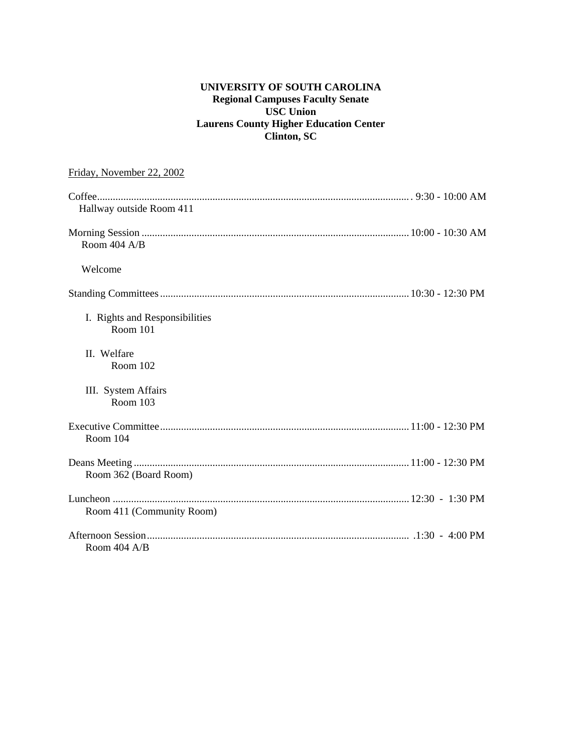**UNIVERSITY OF SOUTH CAROLINA**
**Regional Campuses Faculty Senate**
**USC Union**
**Laurens County Higher Education Center**
**Clinton, SC**

Friday, November 22, 2002

Coffee....................................................................................................... 9:30 - 10:00 AM
Hallway outside Room 411

Morning Session ........................................................................................ 10:00 - 10:30 AM
Room 404 A/B

Welcome

Standing Committees .................................................................................. 10:30 - 12:30 PM

I. Rights and Responsibilities
Room 101

II. Welfare
Room 102

III. System Affairs
Room 103

Executive Committee.................................................................................. 11:00 - 12:30 PM
Room 104

Deans Meeting ........................................................................................... 11:00 - 12:30 PM
Room 362 (Board Room)

Luncheon .................................................................................................. 12:30 - 1:30 PM
Room 411 (Community Room)

Afternoon Session...................................................................................... 1:30 - 4:00 PM
Room 404 A/B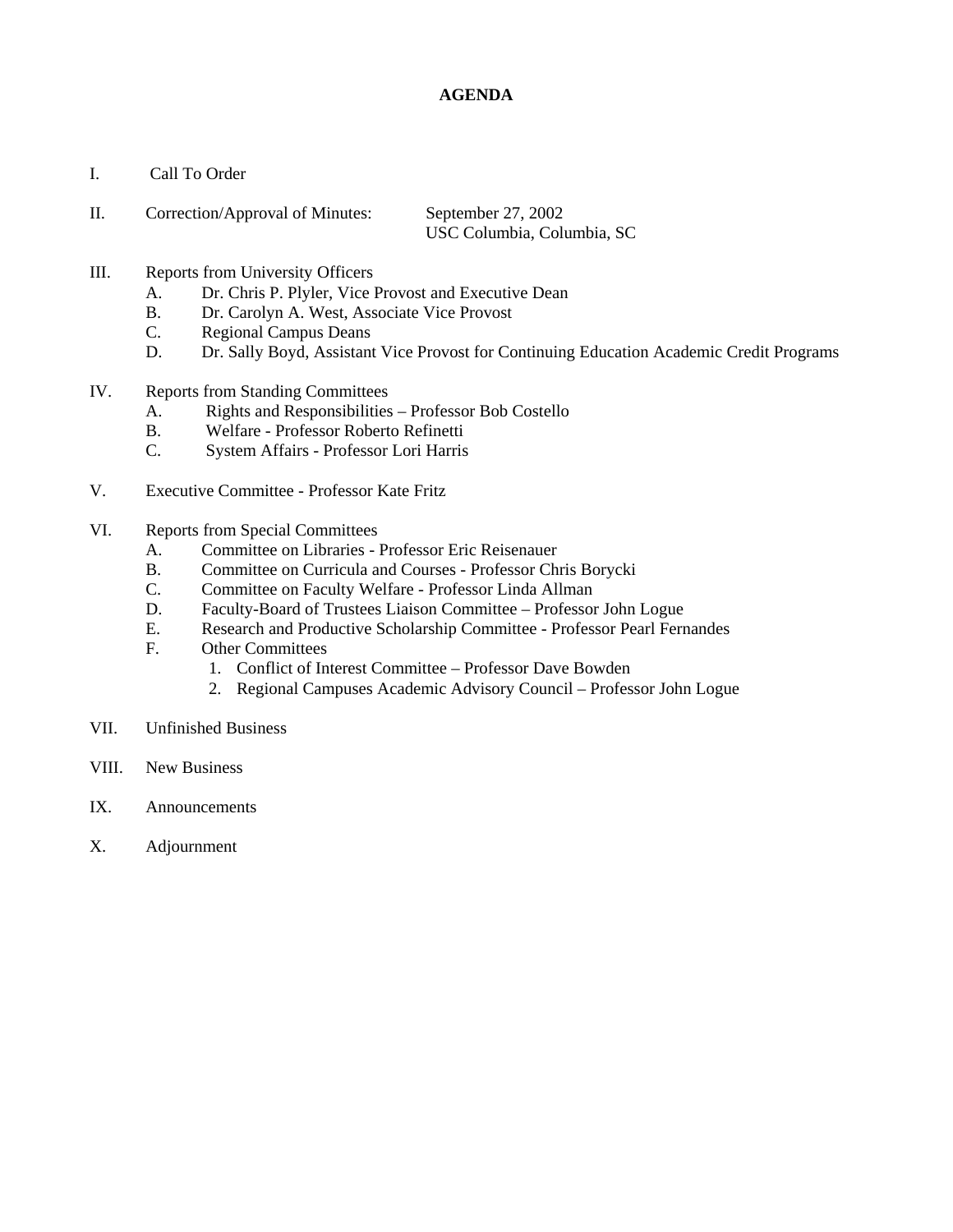**AGENDA**

I. Call To Order

II. Correction/Approval of Minutes: September 27, 2002
USC Columbia, Columbia, SC

III. Reports from University Officers
   A. Dr. Chris P. Plyler, Vice Provost and Executive Dean
   B. Dr. Carolyn A. West, Associate Vice Provost
   C. Regional Campus Deans
   D. Dr. Sally Boyd, Assistant Vice Provost for Continuing Education Academic Credit Programs

IV. Reports from Standing Committees
   A. Rights and Responsibilities – Professor Bob Costello
   B. Welfare - Professor Roberto Refinetti
   C. System Affairs - Professor Lori Harris

V. Executive Committee - Professor Kate Fritz

VI. Reports from Special Committees
   A. Committee on Libraries - Professor Eric Reisenauer
   B. Committee on Curricula and Courses - Professor Chris Borycki
   C. Committee on Faculty Welfare - Professor Linda Allman
   D. Faculty-Board of Trustees Liaison Committee – Professor John Logue
   E. Research and Productive Scholarship Committee - Professor Pearl Fernandes
   F. Other Committees
      1. Conflict of Interest Committee – Professor Dave Bowden
      2. Regional Campuses Academic Advisory Council – Professor John Logue

VII. Unfinished Business

VIII. New Business

IX. Announcements

X. Adjournment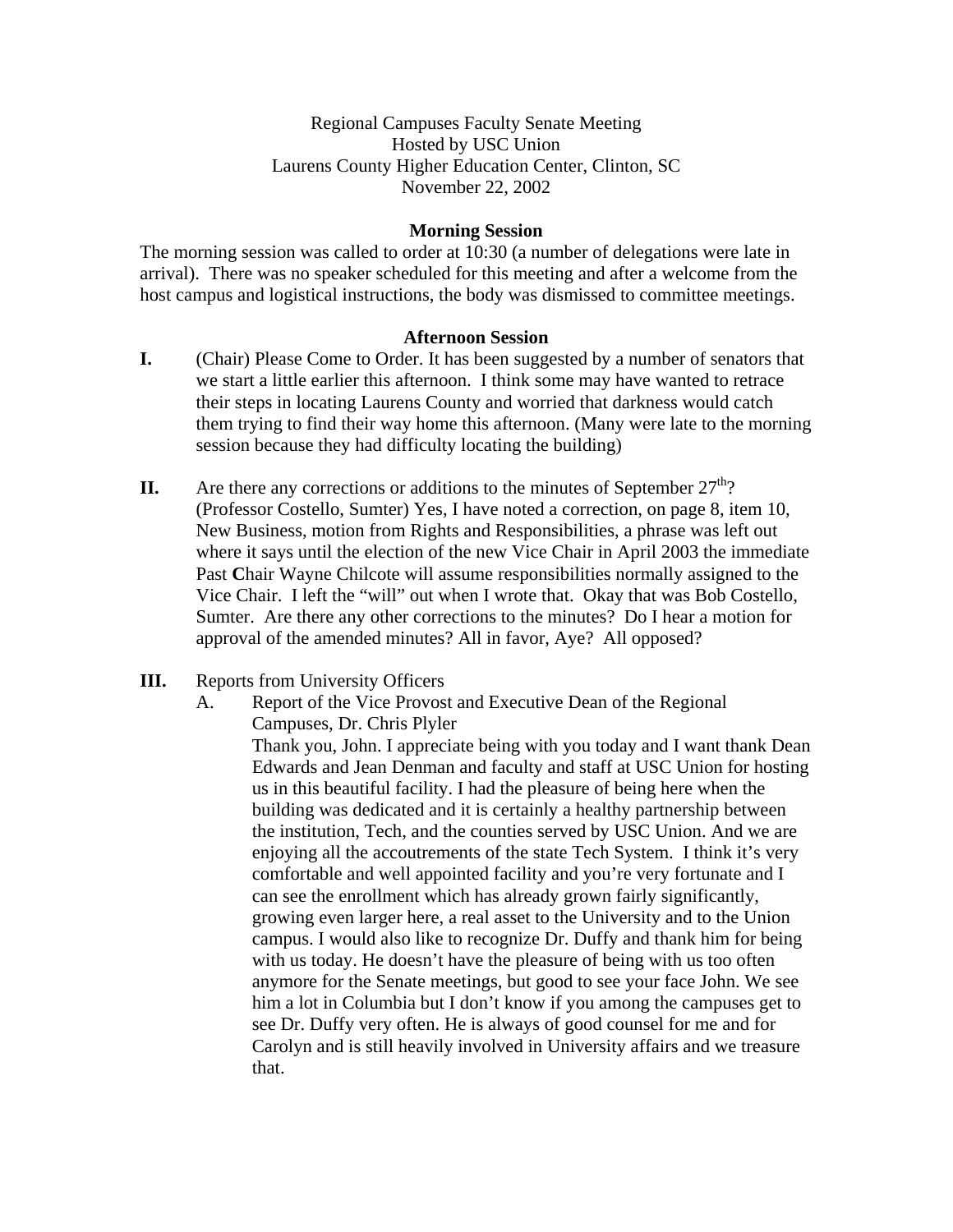Regional Campuses Faculty Senate Meeting
Hosted by USC Union
Laurens County Higher Education Center, Clinton, SC
November 22, 2002

**Morning Session**

The morning session was called to order at 10:30 (a number of delegations were late in arrival). There was no speaker scheduled for this meeting and after a welcome from the host campus and logistical instructions, the body was dismissed to committee meetings.

**Afternoon Session**

**I.** (Chair) Please Come to Order. It has been suggested by a number of senators that we start a little earlier this afternoon. I think some may have wanted to retrace their steps in locating Laurens County and worried that darkness would catch them trying to find their way home this afternoon. (Many were late to the morning session because they had difficulty locating the building)

**II.** Are there any corrections or additions to the minutes of September 27th? (Professor Costello, Sumter) Yes, I have noted a correction, on page 8, item 10, New Business, motion from Rights and Responsibilities, a phrase was left out where it says until the election of the new Vice Chair in April 2003 the immediate Past **C**hair Wayne Chilcote will assume responsibilities normally assigned to the Vice Chair. I left the "will" out when I wrote that. Okay that was Bob Costello, Sumter. Are there any other corrections to the minutes? Do I hear a motion for approval of the amended minutes? All in favor, Aye? All opposed?

**III.** Reports from University Officers

A. Report of the Vice Provost and Executive Dean of the Regional Campuses, Dr. Chris Plyler

Thank you, John. I appreciate being with you today and I want thank Dean Edwards and Jean Denman and faculty and staff at USC Union for hosting us in this beautiful facility. I had the pleasure of being here when the building was dedicated and it is certainly a healthy partnership between the institution, Tech, and the counties served by USC Union. And we are enjoying all the accoutrements of the state Tech System. I think it's very comfortable and well appointed facility and you're very fortunate and I can see the enrollment which has already grown fairly significantly, growing even larger here, a real asset to the University and to the Union campus. I would also like to recognize Dr. Duffy and thank him for being with us today. He doesn't have the pleasure of being with us too often anymore for the Senate meetings, but good to see your face John. We see him a lot in Columbia but I don't know if you among the campuses get to see Dr. Duffy very often. He is always of good counsel for me and for Carolyn and is still heavily involved in University affairs and we treasure that.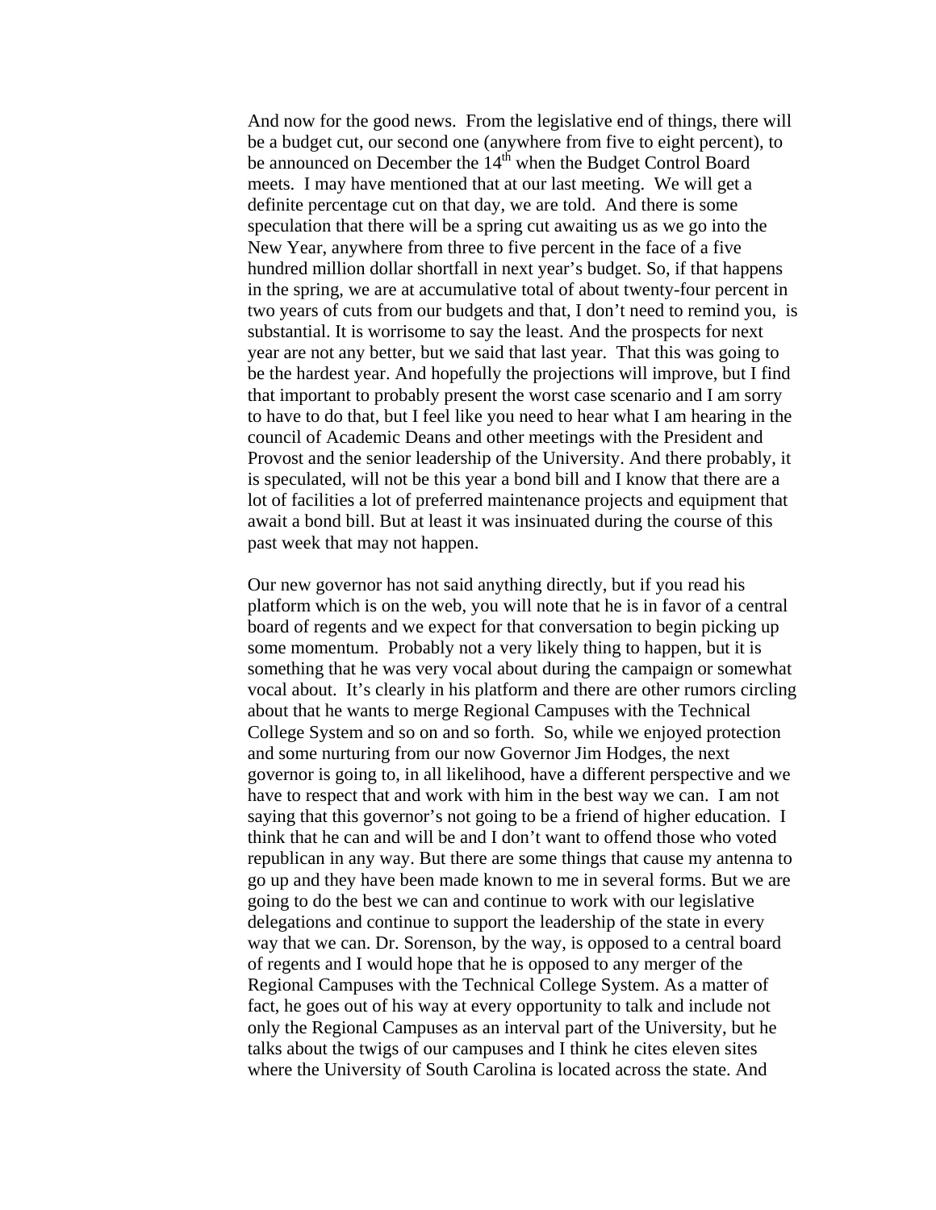And now for the good news. From the legislative end of things, there will be a budget cut, our second one (anywhere from five to eight percent), to be announced on December the 14th when the Budget Control Board meets. I may have mentioned that at our last meeting. We will get a definite percentage cut on that day, we are told. And there is some speculation that there will be a spring cut awaiting us as we go into the New Year, anywhere from three to five percent in the face of a five hundred million dollar shortfall in next year's budget. So, if that happens in the spring, we are at accumulative total of about twenty-four percent in two years of cuts from our budgets and that, I don't need to remind you, is substantial. It is worrisome to say the least. And the prospects for next year are not any better, but we said that last year. That this was going to be the hardest year. And hopefully the projections will improve, but I find that important to probably present the worst case scenario and I am sorry to have to do that, but I feel like you need to hear what I am hearing in the council of Academic Deans and other meetings with the President and Provost and the senior leadership of the University. And there probably, it is speculated, will not be this year a bond bill and I know that there are a lot of facilities a lot of preferred maintenance projects and equipment that await a bond bill. But at least it was insinuated during the course of this past week that may not happen.

Our new governor has not said anything directly, but if you read his platform which is on the web, you will note that he is in favor of a central board of regents and we expect for that conversation to begin picking up some momentum. Probably not a very likely thing to happen, but it is something that he was very vocal about during the campaign or somewhat vocal about. It's clearly in his platform and there are other rumors circling about that he wants to merge Regional Campuses with the Technical College System and so on and so forth. So, while we enjoyed protection and some nurturing from our now Governor Jim Hodges, the next governor is going to, in all likelihood, have a different perspective and we have to respect that and work with him in the best way we can. I am not saying that this governor's not going to be a friend of higher education. I think that he can and will be and I don't want to offend those who voted republican in any way. But there are some things that cause my antenna to go up and they have been made known to me in several forms. But we are going to do the best we can and continue to work with our legislative delegations and continue to support the leadership of the state in every way that we can. Dr. Sorenson, by the way, is opposed to a central board of regents and I would hope that he is opposed to any merger of the Regional Campuses with the Technical College System. As a matter of fact, he goes out of his way at every opportunity to talk and include not only the Regional Campuses as an interval part of the University, but he talks about the twigs of our campuses and I think he cites eleven sites where the University of South Carolina is located across the state. And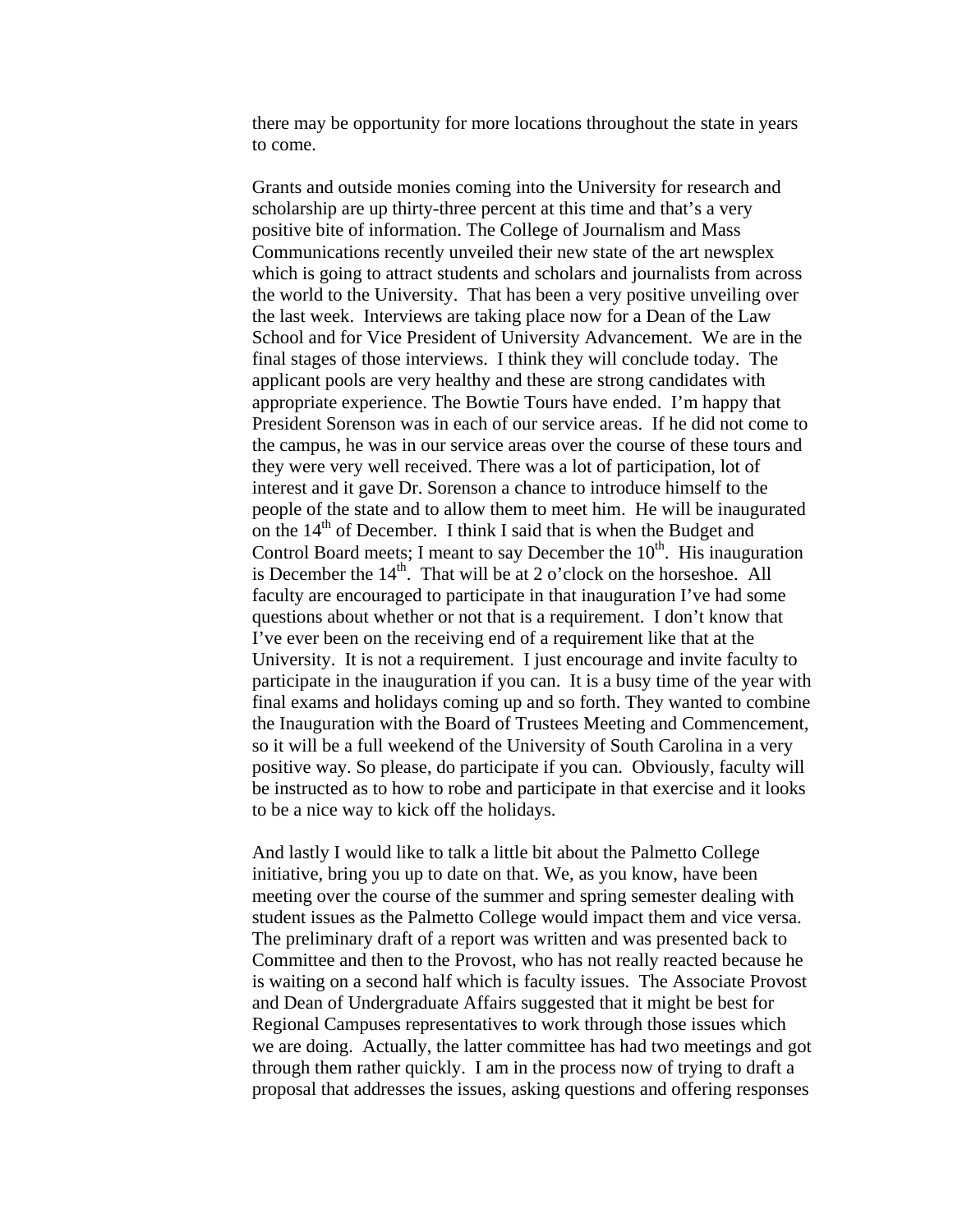there may be opportunity for more locations throughout the state in years to come.

Grants and outside monies coming into the University for research and scholarship are up thirty-three percent at this time and that's a very positive bite of information. The College of Journalism and Mass Communications recently unveiled their new state of the art newsplex which is going to attract students and scholars and journalists from across the world to the University. That has been a very positive unveiling over the last week. Interviews are taking place now for a Dean of the Law School and for Vice President of University Advancement. We are in the final stages of those interviews. I think they will conclude today. The applicant pools are very healthy and these are strong candidates with appropriate experience. The Bowtie Tours have ended. I'm happy that President Sorenson was in each of our service areas. If he did not come to the campus, he was in our service areas over the course of these tours and they were very well received. There was a lot of participation, lot of interest and it gave Dr. Sorenson a chance to introduce himself to the people of the state and to allow them to meet him. He will be inaugurated on the 14th of December. I think I said that is when the Budget and Control Board meets; I meant to say December the 10th. His inauguration is December the 14th. That will be at 2 o'clock on the horseshoe. All faculty are encouraged to participate in that inauguration I've had some questions about whether or not that is a requirement. I don't know that I've ever been on the receiving end of a requirement like that at the University. It is not a requirement. I just encourage and invite faculty to participate in the inauguration if you can. It is a busy time of the year with final exams and holidays coming up and so forth. They wanted to combine the Inauguration with the Board of Trustees Meeting and Commencement, so it will be a full weekend of the University of South Carolina in a very positive way. So please, do participate if you can. Obviously, faculty will be instructed as to how to robe and participate in that exercise and it looks to be a nice way to kick off the holidays.

And lastly I would like to talk a little bit about the Palmetto College initiative, bring you up to date on that. We, as you know, have been meeting over the course of the summer and spring semester dealing with student issues as the Palmetto College would impact them and vice versa. The preliminary draft of a report was written and was presented back to Committee and then to the Provost, who has not really reacted because he is waiting on a second half which is faculty issues. The Associate Provost and Dean of Undergraduate Affairs suggested that it might be best for Regional Campuses representatives to work through those issues which we are doing. Actually, the latter committee has had two meetings and got through them rather quickly. I am in the process now of trying to draft a proposal that addresses the issues, asking questions and offering responses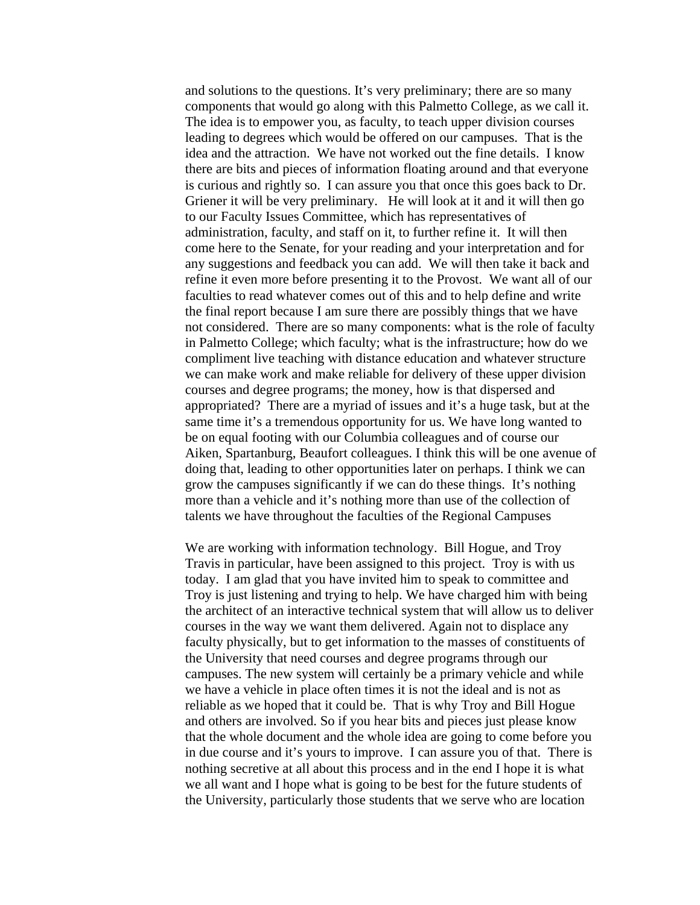and solutions to the questions. It's very preliminary; there are so many components that would go along with this Palmetto College, as we call it. The idea is to empower you, as faculty, to teach upper division courses leading to degrees which would be offered on our campuses. That is the idea and the attraction. We have not worked out the fine details. I know there are bits and pieces of information floating around and that everyone is curious and rightly so. I can assure you that once this goes back to Dr. Griener it will be very preliminary. He will look at it and it will then go to our Faculty Issues Committee, which has representatives of administration, faculty, and staff on it, to further refine it. It will then come here to the Senate, for your reading and your interpretation and for any suggestions and feedback you can add. We will then take it back and refine it even more before presenting it to the Provost. We want all of our faculties to read whatever comes out of this and to help define and write the final report because I am sure there are possibly things that we have not considered. There are so many components: what is the role of faculty in Palmetto College; which faculty; what is the infrastructure; how do we compliment live teaching with distance education and whatever structure we can make work and make reliable for delivery of these upper division courses and degree programs; the money, how is that dispersed and appropriated? There are a myriad of issues and it's a huge task, but at the same time it's a tremendous opportunity for us. We have long wanted to be on equal footing with our Columbia colleagues and of course our Aiken, Spartanburg, Beaufort colleagues. I think this will be one avenue of doing that, leading to other opportunities later on perhaps. I think we can grow the campuses significantly if we can do these things. It's nothing more than a vehicle and it's nothing more than use of the collection of talents we have throughout the faculties of the Regional Campuses

We are working with information technology. Bill Hogue, and Troy Travis in particular, have been assigned to this project. Troy is with us today. I am glad that you have invited him to speak to committee and Troy is just listening and trying to help. We have charged him with being the architect of an interactive technical system that will allow us to deliver courses in the way we want them delivered. Again not to displace any faculty physically, but to get information to the masses of constituents of the University that need courses and degree programs through our campuses. The new system will certainly be a primary vehicle and while we have a vehicle in place often times it is not the ideal and is not as reliable as we hoped that it could be. That is why Troy and Bill Hogue and others are involved. So if you hear bits and pieces just please know that the whole document and the whole idea are going to come before you in due course and it's yours to improve. I can assure you of that. There is nothing secretive at all about this process and in the end I hope it is what we all want and I hope what is going to be best for the future students of the University, particularly those students that we serve who are location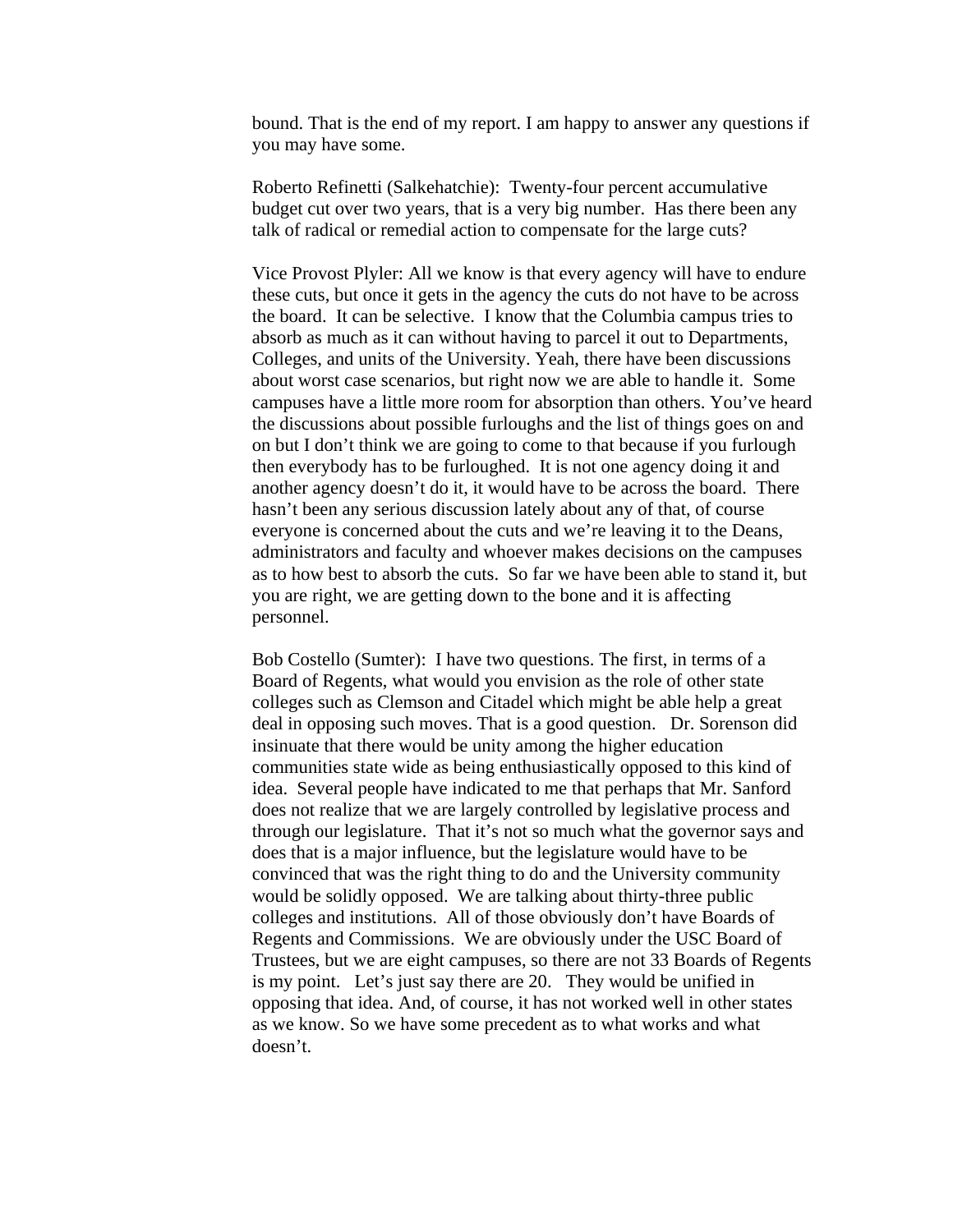bound. That is the end of my report. I am happy to answer any questions if you may have some.

Roberto Refinetti (Salkehatchie): Twenty-four percent accumulative budget cut over two years, that is a very big number. Has there been any talk of radical or remedial action to compensate for the large cuts?

Vice Provost Plyler: All we know is that every agency will have to endure these cuts, but once it gets in the agency the cuts do not have to be across the board. It can be selective. I know that the Columbia campus tries to absorb as much as it can without having to parcel it out to Departments, Colleges, and units of the University. Yeah, there have been discussions about worst case scenarios, but right now we are able to handle it. Some campuses have a little more room for absorption than others. You've heard the discussions about possible furloughs and the list of things goes on and on but I don't think we are going to come to that because if you furlough then everybody has to be furloughed. It is not one agency doing it and another agency doesn't do it, it would have to be across the board. There hasn't been any serious discussion lately about any of that, of course everyone is concerned about the cuts and we're leaving it to the Deans, administrators and faculty and whoever makes decisions on the campuses as to how best to absorb the cuts. So far we have been able to stand it, but you are right, we are getting down to the bone and it is affecting personnel.

Bob Costello (Sumter): I have two questions. The first, in terms of a Board of Regents, what would you envision as the role of other state colleges such as Clemson and Citadel which might be able help a great deal in opposing such moves. That is a good question. Dr. Sorenson did insinuate that there would be unity among the higher education communities state wide as being enthusiastically opposed to this kind of idea. Several people have indicated to me that perhaps that Mr. Sanford does not realize that we are largely controlled by legislative process and through our legislature. That it's not so much what the governor says and does that is a major influence, but the legislature would have to be convinced that was the right thing to do and the University community would be solidly opposed. We are talking about thirty-three public colleges and institutions. All of those obviously don't have Boards of Regents and Commissions. We are obviously under the USC Board of Trustees, but we are eight campuses, so there are not 33 Boards of Regents is my point. Let's just say there are 20. They would be unified in opposing that idea. And, of course, it has not worked well in other states as we know. So we have some precedent as to what works and what doesn't.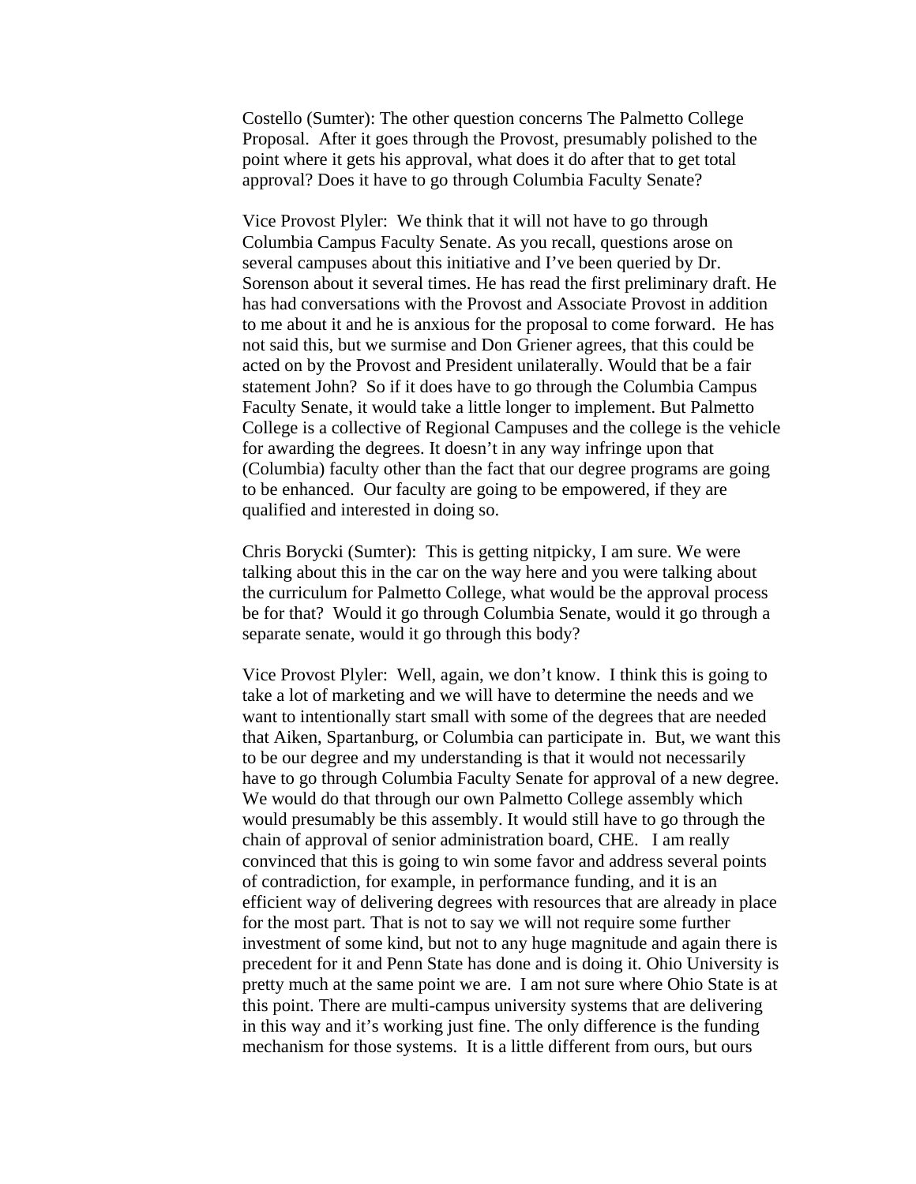Costello (Sumter): The other question concerns The Palmetto College Proposal. After it goes through the Provost, presumably polished to the point where it gets his approval, what does it do after that to get total approval? Does it have to go through Columbia Faculty Senate?

Vice Provost Plyler: We think that it will not have to go through Columbia Campus Faculty Senate. As you recall, questions arose on several campuses about this initiative and I've been queried by Dr. Sorenson about it several times. He has read the first preliminary draft. He has had conversations with the Provost and Associate Provost in addition to me about it and he is anxious for the proposal to come forward. He has not said this, but we surmise and Don Griener agrees, that this could be acted on by the Provost and President unilaterally. Would that be a fair statement John? So if it does have to go through the Columbia Campus Faculty Senate, it would take a little longer to implement. But Palmetto College is a collective of Regional Campuses and the college is the vehicle for awarding the degrees. It doesn't in any way infringe upon that (Columbia) faculty other than the fact that our degree programs are going to be enhanced. Our faculty are going to be empowered, if they are qualified and interested in doing so.

Chris Borycki (Sumter): This is getting nitpicky, I am sure. We were talking about this in the car on the way here and you were talking about the curriculum for Palmetto College, what would be the approval process be for that? Would it go through Columbia Senate, would it go through a separate senate, would it go through this body?

Vice Provost Plyler: Well, again, we don't know. I think this is going to take a lot of marketing and we will have to determine the needs and we want to intentionally start small with some of the degrees that are needed that Aiken, Spartanburg, or Columbia can participate in. But, we want this to be our degree and my understanding is that it would not necessarily have to go through Columbia Faculty Senate for approval of a new degree. We would do that through our own Palmetto College assembly which would presumably be this assembly. It would still have to go through the chain of approval of senior administration board, CHE. I am really convinced that this is going to win some favor and address several points of contradiction, for example, in performance funding, and it is an efficient way of delivering degrees with resources that are already in place for the most part. That is not to say we will not require some further investment of some kind, but not to any huge magnitude and again there is precedent for it and Penn State has done and is doing it. Ohio University is pretty much at the same point we are. I am not sure where Ohio State is at this point. There are multi-campus university systems that are delivering in this way and it's working just fine. The only difference is the funding mechanism for those systems. It is a little different from ours, but ours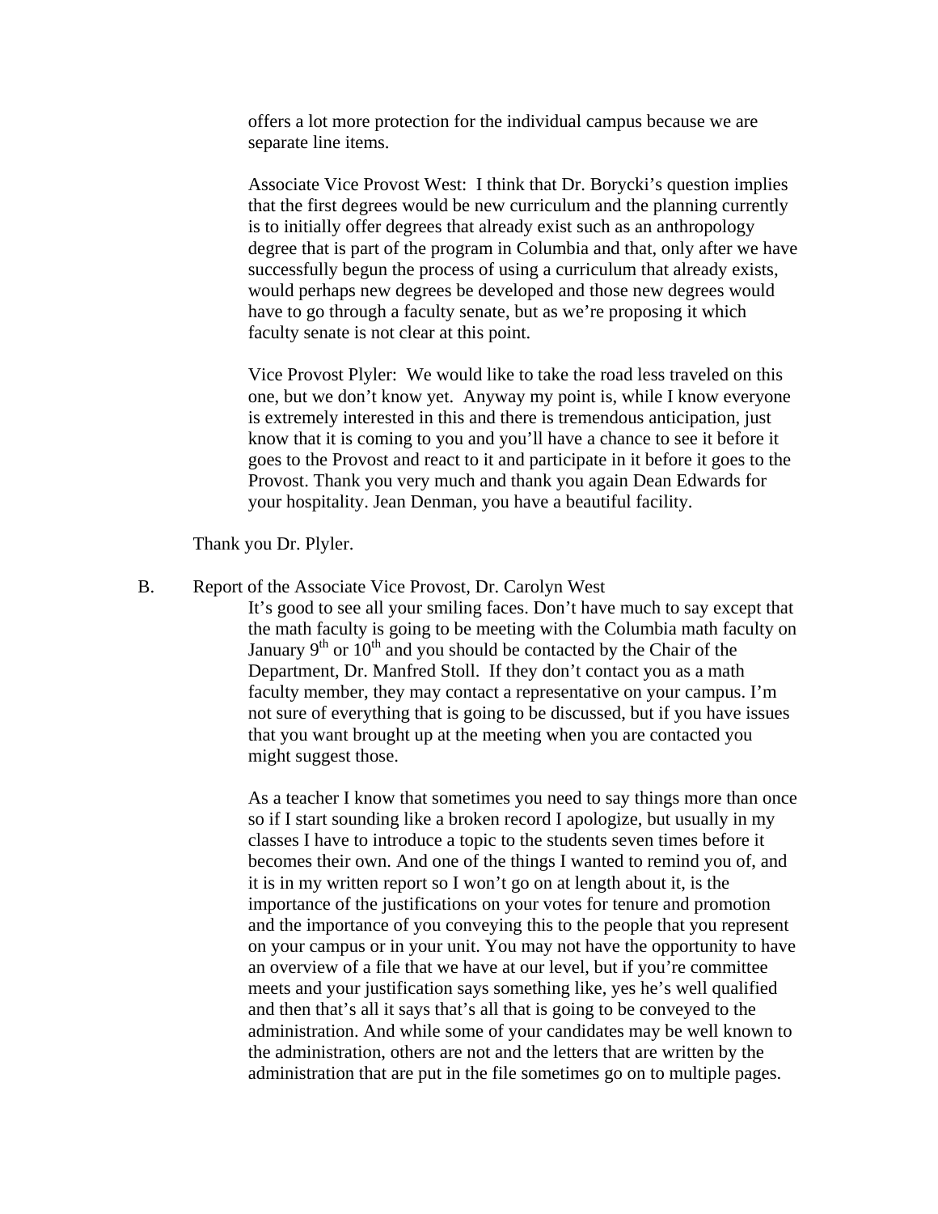offers a lot more protection for the individual campus because we are separate line items.

Associate Vice Provost West: I think that Dr. Borycki's question implies that the first degrees would be new curriculum and the planning currently is to initially offer degrees that already exist such as an anthropology degree that is part of the program in Columbia and that, only after we have successfully begun the process of using a curriculum that already exists, would perhaps new degrees be developed and those new degrees would have to go through a faculty senate, but as we're proposing it which faculty senate is not clear at this point.

Vice Provost Plyler: We would like to take the road less traveled on this one, but we don't know yet. Anyway my point is, while I know everyone is extremely interested in this and there is tremendous anticipation, just know that it is coming to you and you'll have a chance to see it before it goes to the Provost and react to it and participate in it before it goes to the Provost. Thank you very much and thank you again Dean Edwards for your hospitality. Jean Denman, you have a beautiful facility.

Thank you Dr. Plyler.

B. Report of the Associate Vice Provost, Dr. Carolyn West

It's good to see all your smiling faces. Don't have much to say except that the math faculty is going to be meeting with the Columbia math faculty on January 9th or 10th and you should be contacted by the Chair of the Department, Dr. Manfred Stoll. If they don't contact you as a math faculty member, they may contact a representative on your campus. I'm not sure of everything that is going to be discussed, but if you have issues that you want brought up at the meeting when you are contacted you might suggest those.

As a teacher I know that sometimes you need to say things more than once so if I start sounding like a broken record I apologize, but usually in my classes I have to introduce a topic to the students seven times before it becomes their own. And one of the things I wanted to remind you of, and it is in my written report so I won't go on at length about it, is the importance of the justifications on your votes for tenure and promotion and the importance of you conveying this to the people that you represent on your campus or in your unit. You may not have the opportunity to have an overview of a file that we have at our level, but if you're committee meets and your justification says something like, yes he's well qualified and then that's all it says that's all that is going to be conveyed to the administration. And while some of your candidates may be well known to the administration, others are not and the letters that are written by the administration that are put in the file sometimes go on to multiple pages.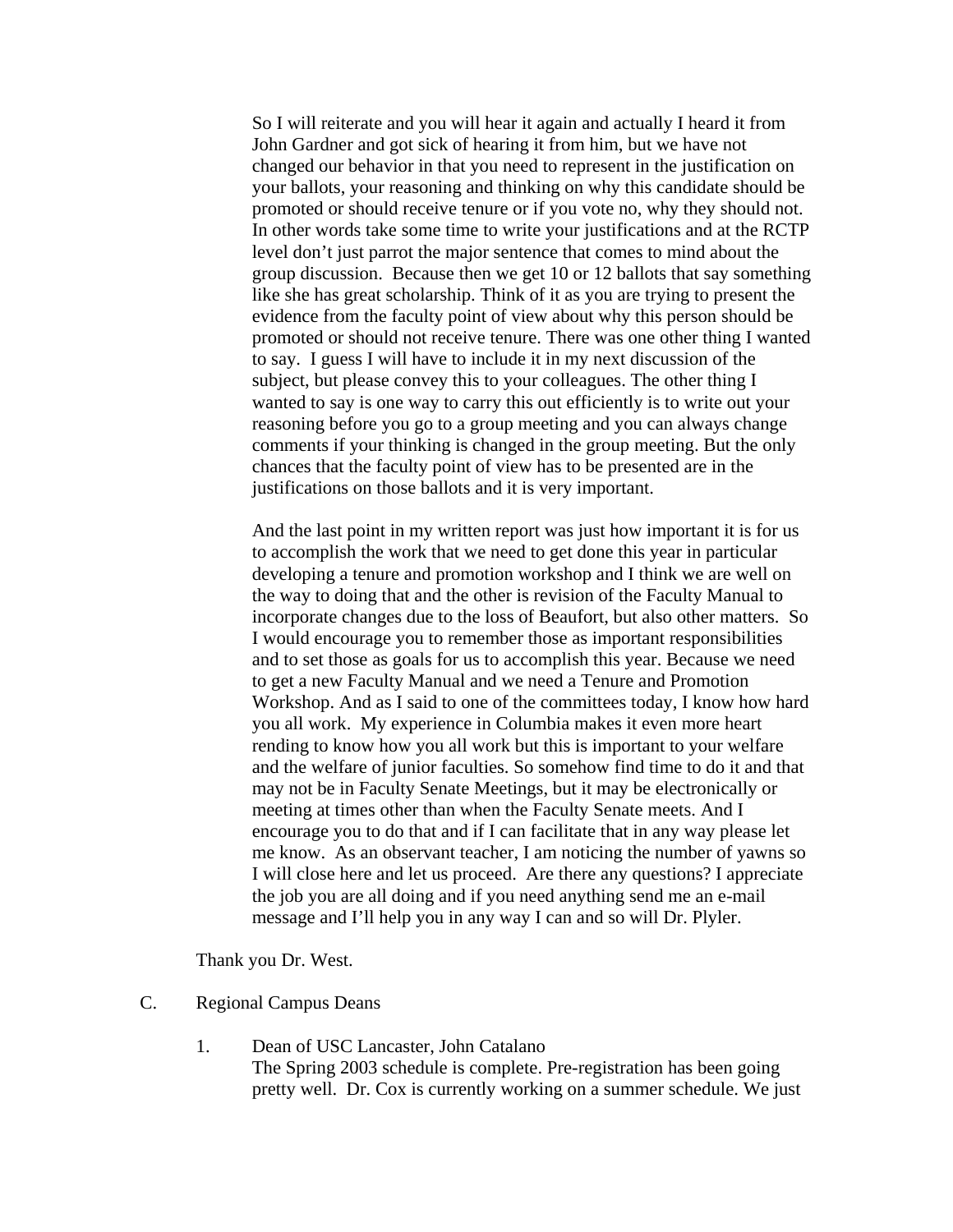So I will reiterate and you will hear it again and actually I heard it from John Gardner and got sick of hearing it from him, but we have not changed our behavior in that you need to represent in the justification on your ballots, your reasoning and thinking on why this candidate should be promoted or should receive tenure or if you vote no, why they should not. In other words take some time to write your justifications and at the RCTP level don't just parrot the major sentence that comes to mind about the group discussion. Because then we get 10 or 12 ballots that say something like she has great scholarship. Think of it as you are trying to present the evidence from the faculty point of view about why this person should be promoted or should not receive tenure. There was one other thing I wanted to say. I guess I will have to include it in my next discussion of the subject, but please convey this to your colleagues. The other thing I wanted to say is one way to carry this out efficiently is to write out your reasoning before you go to a group meeting and you can always change comments if your thinking is changed in the group meeting. But the only chances that the faculty point of view has to be presented are in the justifications on those ballots and it is very important.

And the last point in my written report was just how important it is for us to accomplish the work that we need to get done this year in particular developing a tenure and promotion workshop and I think we are well on the way to doing that and the other is revision of the Faculty Manual to incorporate changes due to the loss of Beaufort, but also other matters. So I would encourage you to remember those as important responsibilities and to set those as goals for us to accomplish this year. Because we need to get a new Faculty Manual and we need a Tenure and Promotion Workshop. And as I said to one of the committees today, I know how hard you all work. My experience in Columbia makes it even more heart rending to know how you all work but this is important to your welfare and the welfare of junior faculties. So somehow find time to do it and that may not be in Faculty Senate Meetings, but it may be electronically or meeting at times other than when the Faculty Senate meets. And I encourage you to do that and if I can facilitate that in any way please let me know. As an observant teacher, I am noticing the number of yawns so I will close here and let us proceed. Are there any questions? I appreciate the job you are all doing and if you need anything send me an e-mail message and I'll help you in any way I can and so will Dr. Plyler.

Thank you Dr. West.

C. Regional Campus Deans

1. Dean of USC Lancaster, John Catalano
   The Spring 2003 schedule is complete. Pre-registration has been going pretty well. Dr. Cox is currently working on a summer schedule. We just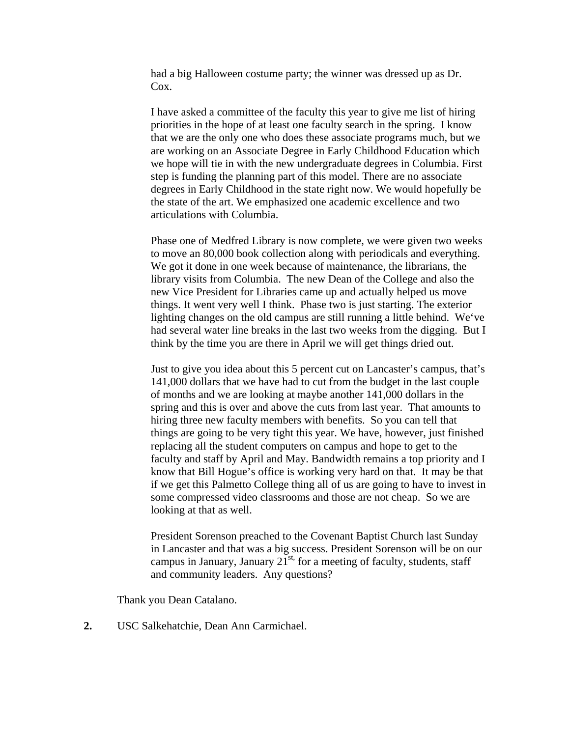had a big Halloween costume party; the winner was dressed up as Dr. Cox.

I have asked a committee of the faculty this year to give me list of hiring priorities in the hope of at least one faculty search in the spring. I know that we are the only one who does these associate programs much, but we are working on an Associate Degree in Early Childhood Education which we hope will tie in with the new undergraduate degrees in Columbia. First step is funding the planning part of this model. There are no associate degrees in Early Childhood in the state right now. We would hopefully be the state of the art. We emphasized one academic excellence and two articulations with Columbia.

Phase one of Medfred Library is now complete, we were given two weeks to move an 80,000 book collection along with periodicals and everything. We got it done in one week because of maintenance, the librarians, the library visits from Columbia. The new Dean of the College and also the new Vice President for Libraries came up and actually helped us move things. It went very well I think. Phase two is just starting. The exterior lighting changes on the old campus are still running a little behind. We've had several water line breaks in the last two weeks from the digging. But I think by the time you are there in April we will get things dried out.

Just to give you idea about this 5 percent cut on Lancaster's campus, that's 141,000 dollars that we have had to cut from the budget in the last couple of months and we are looking at maybe another 141,000 dollars in the spring and this is over and above the cuts from last year. That amounts to hiring three new faculty members with benefits. So you can tell that things are going to be very tight this year. We have, however, just finished replacing all the student computers on campus and hope to get to the faculty and staff by April and May. Bandwidth remains a top priority and I know that Bill Hogue's office is working very hard on that. It may be that if we get this Palmetto College thing all of us are going to have to invest in some compressed video classrooms and those are not cheap. So we are looking at that as well.

President Sorenson preached to the Covenant Baptist Church last Sunday in Lancaster and that was a big success. President Sorenson will be on our campus in January, January 21st, for a meeting of faculty, students, staff and community leaders. Any questions?

Thank you Dean Catalano.

**2.** USC Salkehatchie, Dean Ann Carmichael.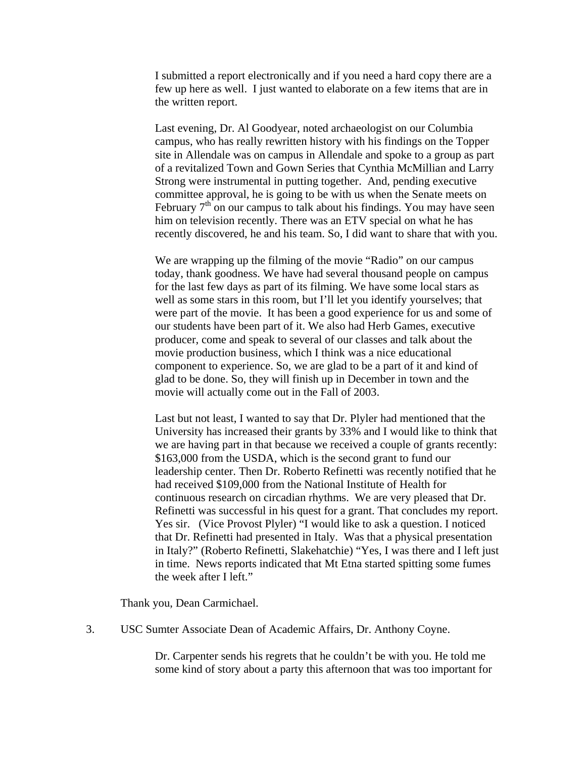I submitted a report electronically and if you need a hard copy there are a few up here as well. I just wanted to elaborate on a few items that are in the written report.

Last evening, Dr. Al Goodyear, noted archaeologist on our Columbia campus, who has really rewritten history with his findings on the Topper site in Allendale was on campus in Allendale and spoke to a group as part of a revitalized Town and Gown Series that Cynthia McMillian and Larry Strong were instrumental in putting together. And, pending executive committee approval, he is going to be with us when the Senate meets on February 7th on our campus to talk about his findings. You may have seen him on television recently. There was an ETV special on what he has recently discovered, he and his team. So, I did want to share that with you.

We are wrapping up the filming of the movie "Radio" on our campus today, thank goodness. We have had several thousand people on campus for the last few days as part of its filming. We have some local stars as well as some stars in this room, but I'll let you identify yourselves; that were part of the movie. It has been a good experience for us and some of our students have been part of it. We also had Herb Games, executive producer, come and speak to several of our classes and talk about the movie production business, which I think was a nice educational component to experience. So, we are glad to be a part of it and kind of glad to be done. So, they will finish up in December in town and the movie will actually come out in the Fall of 2003.

Last but not least, I wanted to say that Dr. Plyler had mentioned that the University has increased their grants by 33% and I would like to think that we are having part in that because we received a couple of grants recently: $163,000 from the USDA, which is the second grant to fund our leadership center. Then Dr. Roberto Refinetti was recently notified that he had received $109,000 from the National Institute of Health for continuous research on circadian rhythms. We are very pleased that Dr. Refinetti was successful in his quest for a grant. That concludes my report. Yes sir. (Vice Provost Plyler) "I would like to ask a question. I noticed that Dr. Refinetti had presented in Italy. Was that a physical presentation in Italy?" (Roberto Refinetti, Slakehatchie) "Yes, I was there and I left just in time. News reports indicated that Mt Etna started spitting some fumes the week after I left."

Thank you, Dean Carmichael.

3. USC Sumter Associate Dean of Academic Affairs, Dr. Anthony Coyne.

Dr. Carpenter sends his regrets that he couldn't be with you. He told me some kind of story about a party this afternoon that was too important for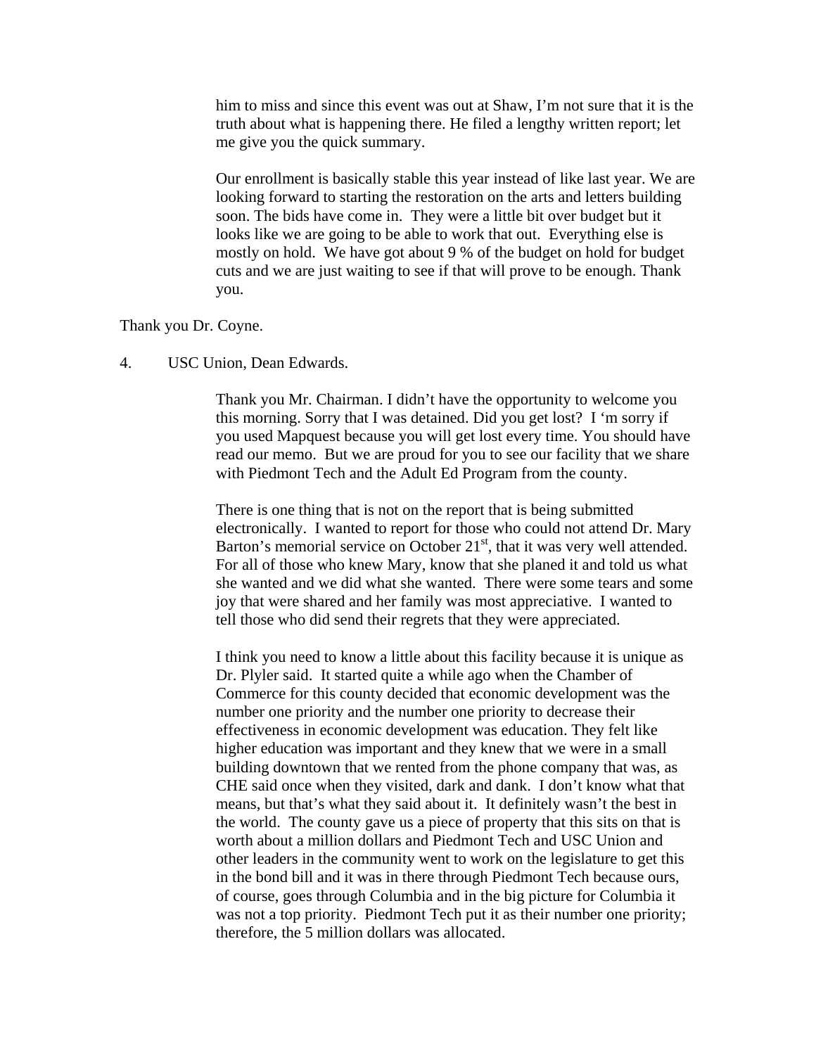him to miss and since this event was out at Shaw, I'm not sure that it is the truth about what is happening there. He filed a lengthy written report; let me give you the quick summary.

Our enrollment is basically stable this year instead of like last year. We are looking forward to starting the restoration on the arts and letters building soon. The bids have come in. They were a little bit over budget but it looks like we are going to be able to work that out. Everything else is mostly on hold. We have got about 9 % of the budget on hold for budget cuts and we are just waiting to see if that will prove to be enough. Thank you.

Thank you Dr. Coyne.

4. USC Union, Dean Edwards.

Thank you Mr. Chairman. I didn't have the opportunity to welcome you this morning. Sorry that I was detained. Did you get lost? I 'm sorry if you used Mapquest because you will get lost every time. You should have read our memo. But we are proud for you to see our facility that we share with Piedmont Tech and the Adult Ed Program from the county.

There is one thing that is not on the report that is being submitted electronically. I wanted to report for those who could not attend Dr. Mary Barton's memorial service on October 21st, that it was very well attended. For all of those who knew Mary, know that she planed it and told us what she wanted and we did what she wanted. There were some tears and some joy that were shared and her family was most appreciative. I wanted to tell those who did send their regrets that they were appreciated.

I think you need to know a little about this facility because it is unique as Dr. Plyler said. It started quite a while ago when the Chamber of Commerce for this county decided that economic development was the number one priority and the number one priority to decrease their effectiveness in economic development was education. They felt like higher education was important and they knew that we were in a small building downtown that we rented from the phone company that was, as CHE said once when they visited, dark and dank. I don't know what that means, but that's what they said about it. It definitely wasn't the best in the world. The county gave us a piece of property that this sits on that is worth about a million dollars and Piedmont Tech and USC Union and other leaders in the community went to work on the legislature to get this in the bond bill and it was in there through Piedmont Tech because ours, of course, goes through Columbia and in the big picture for Columbia it was not a top priority. Piedmont Tech put it as their number one priority; therefore, the 5 million dollars was allocated.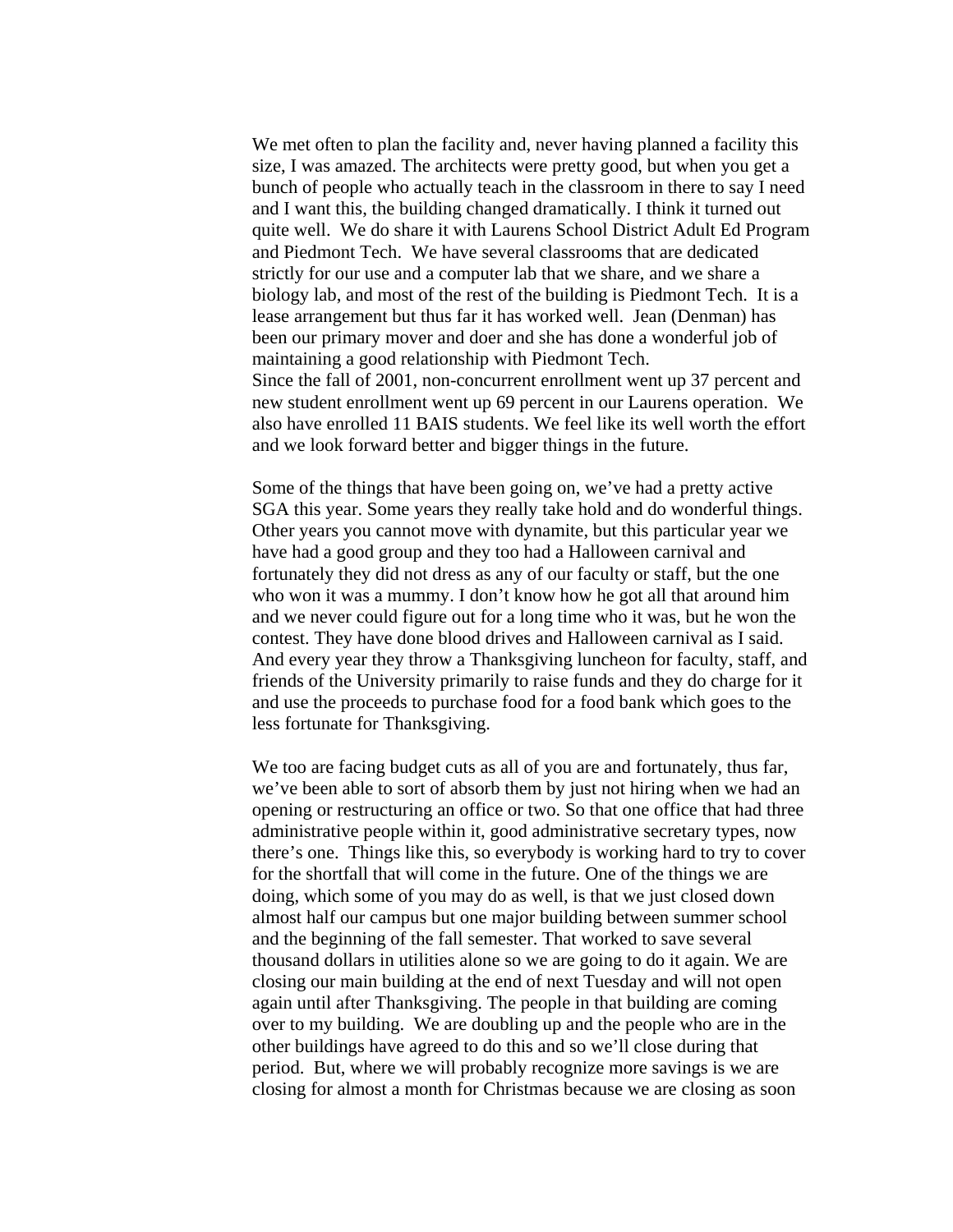We met often to plan the facility and, never having planned a facility this size, I was amazed. The architects were pretty good, but when you get a bunch of people who actually teach in the classroom in there to say I need and I want this, the building changed dramatically. I think it turned out quite well. We do share it with Laurens School District Adult Ed Program and Piedmont Tech. We have several classrooms that are dedicated strictly for our use and a computer lab that we share, and we share a biology lab, and most of the rest of the building is Piedmont Tech. It is a lease arrangement but thus far it has worked well. Jean (Denman) has been our primary mover and doer and she has done a wonderful job of maintaining a good relationship with Piedmont Tech.
Since the fall of 2001, non-concurrent enrollment went up 37 percent and new student enrollment went up 69 percent in our Laurens operation. We also have enrolled 11 BAIS students. We feel like its well worth the effort and we look forward better and bigger things in the future.

Some of the things that have been going on, we've had a pretty active SGA this year. Some years they really take hold and do wonderful things. Other years you cannot move with dynamite, but this particular year we have had a good group and they too had a Halloween carnival and fortunately they did not dress as any of our faculty or staff, but the one who won it was a mummy. I don't know how he got all that around him and we never could figure out for a long time who it was, but he won the contest. They have done blood drives and Halloween carnival as I said. And every year they throw a Thanksgiving luncheon for faculty, staff, and friends of the University primarily to raise funds and they do charge for it and use the proceeds to purchase food for a food bank which goes to the less fortunate for Thanksgiving.

We too are facing budget cuts as all of you are and fortunately, thus far, we've been able to sort of absorb them by just not hiring when we had an opening or restructuring an office or two. So that one office that had three administrative people within it, good administrative secretary types, now there's one. Things like this, so everybody is working hard to try to cover for the shortfall that will come in the future. One of the things we are doing, which some of you may do as well, is that we just closed down almost half our campus but one major building between summer school and the beginning of the fall semester. That worked to save several thousand dollars in utilities alone so we are going to do it again. We are closing our main building at the end of next Tuesday and will not open again until after Thanksgiving. The people in that building are coming over to my building. We are doubling up and the people who are in the other buildings have agreed to do this and so we'll close during that period. But, where we will probably recognize more savings is we are closing for almost a month for Christmas because we are closing as soon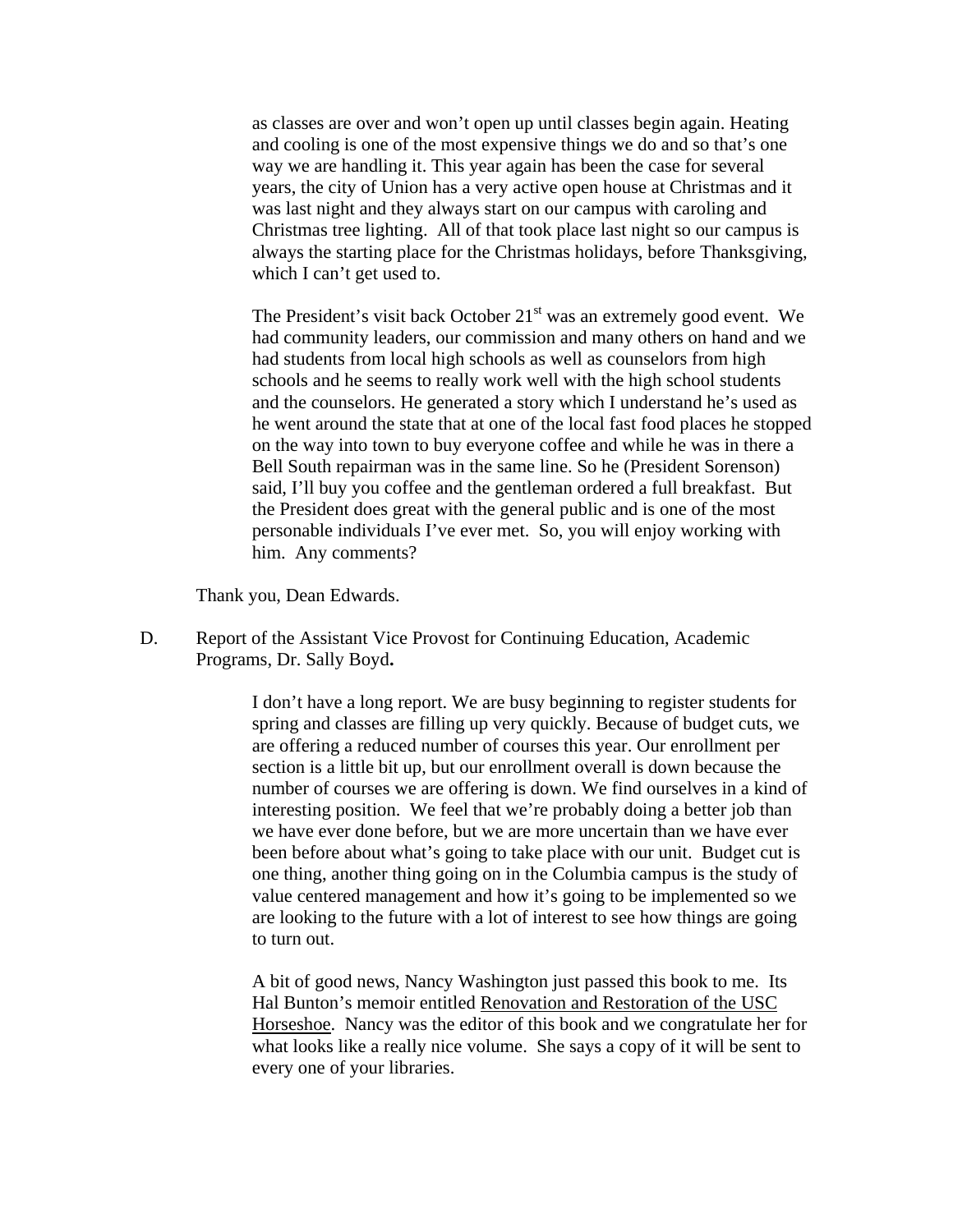as classes are over and won't open up until classes begin again. Heating and cooling is one of the most expensive things we do and so that's one way we are handling it. This year again has been the case for several years, the city of Union has a very active open house at Christmas and it was last night and they always start on our campus with caroling and Christmas tree lighting. All of that took place last night so our campus is always the starting place for the Christmas holidays, before Thanksgiving, which I can't get used to.

The President's visit back October 21st was an extremely good event. We had community leaders, our commission and many others on hand and we had students from local high schools as well as counselors from high schools and he seems to really work well with the high school students and the counselors. He generated a story which I understand he's used as he went around the state that at one of the local fast food places he stopped on the way into town to buy everyone coffee and while he was in there a Bell South repairman was in the same line. So he (President Sorenson) said, I'll buy you coffee and the gentleman ordered a full breakfast. But the President does great with the general public and is one of the most personable individuals I've ever met. So, you will enjoy working with him. Any comments?

Thank you, Dean Edwards.

D. Report of the Assistant Vice Provost for Continuing Education, Academic Programs, Dr. Sally Boyd**.**

I don't have a long report. We are busy beginning to register students for spring and classes are filling up very quickly. Because of budget cuts, we are offering a reduced number of courses this year. Our enrollment per section is a little bit up, but our enrollment overall is down because the number of courses we are offering is down. We find ourselves in a kind of interesting position. We feel that we're probably doing a better job than we have ever done before, but we are more uncertain than we have ever been before about what's going to take place with our unit. Budget cut is one thing, another thing going on in the Columbia campus is the study of value centered management and how it's going to be implemented so we are looking to the future with a lot of interest to see how things are going to turn out.

A bit of good news, Nancy Washington just passed this book to me. Its Hal Bunton's memoir entitled <u>Renovation and Restoration of the USC Horseshoe</u>. Nancy was the editor of this book and we congratulate her for what looks like a really nice volume. She says a copy of it will be sent to every one of your libraries.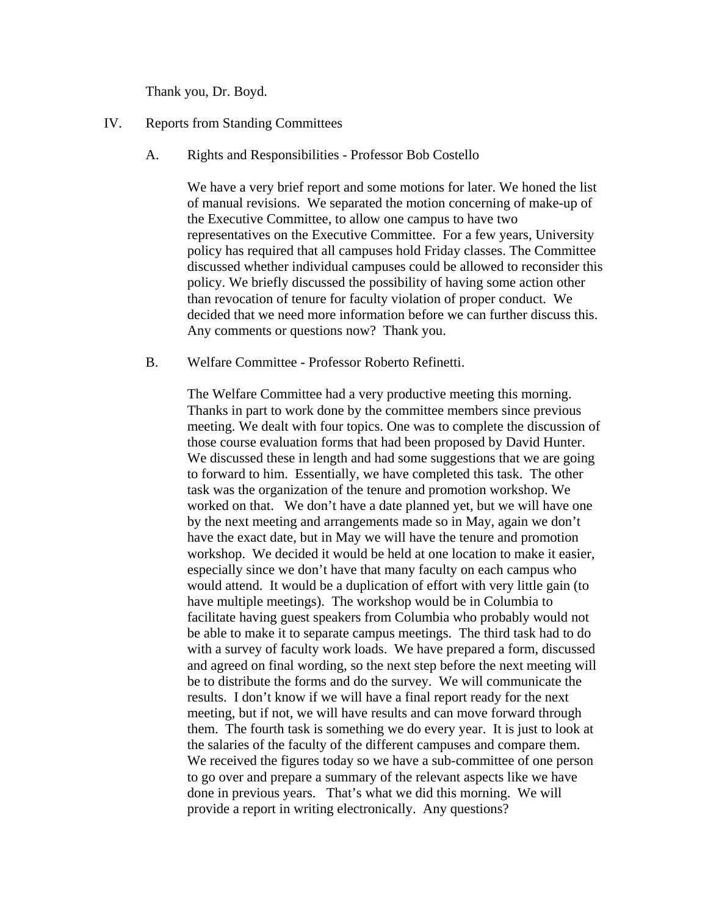Thank you, Dr. Boyd.

IV. Reports from Standing Committees

A. Rights and Responsibilities - Professor Bob Costello

We have a very brief report and some motions for later. We honed the list of manual revisions. We separated the motion concerning of make-up of the Executive Committee, to allow one campus to have two representatives on the Executive Committee. For a few years, University policy has required that all campuses hold Friday classes. The Committee discussed whether individual campuses could be allowed to reconsider this policy. We briefly discussed the possibility of having some action other than revocation of tenure for faculty violation of proper conduct. We decided that we need more information before we can further discuss this. Any comments or questions now? Thank you.

B. Welfare Committee - Professor Roberto Refinetti.

The Welfare Committee had a very productive meeting this morning. Thanks in part to work done by the committee members since previous meeting. We dealt with four topics. One was to complete the discussion of those course evaluation forms that had been proposed by David Hunter. We discussed these in length and had some suggestions that we are going to forward to him. Essentially, we have completed this task. The other task was the organization of the tenure and promotion workshop. We worked on that. We don't have a date planned yet, but we will have one by the next meeting and arrangements made so in May, again we don't have the exact date, but in May we will have the tenure and promotion workshop. We decided it would be held at one location to make it easier, especially since we don't have that many faculty on each campus who would attend. It would be a duplication of effort with very little gain (to have multiple meetings). The workshop would be in Columbia to facilitate having guest speakers from Columbia who probably would not be able to make it to separate campus meetings. The third task had to do with a survey of faculty work loads. We have prepared a form, discussed and agreed on final wording, so the next step before the next meeting will be to distribute the forms and do the survey. We will communicate the results. I don't know if we will have a final report ready for the next meeting, but if not, we will have results and can move forward through them. The fourth task is something we do every year. It is just to look at the salaries of the faculty of the different campuses and compare them. We received the figures today so we have a sub-committee of one person to go over and prepare a summary of the relevant aspects like we have done in previous years. That's what we did this morning. We will provide a report in writing electronically. Any questions?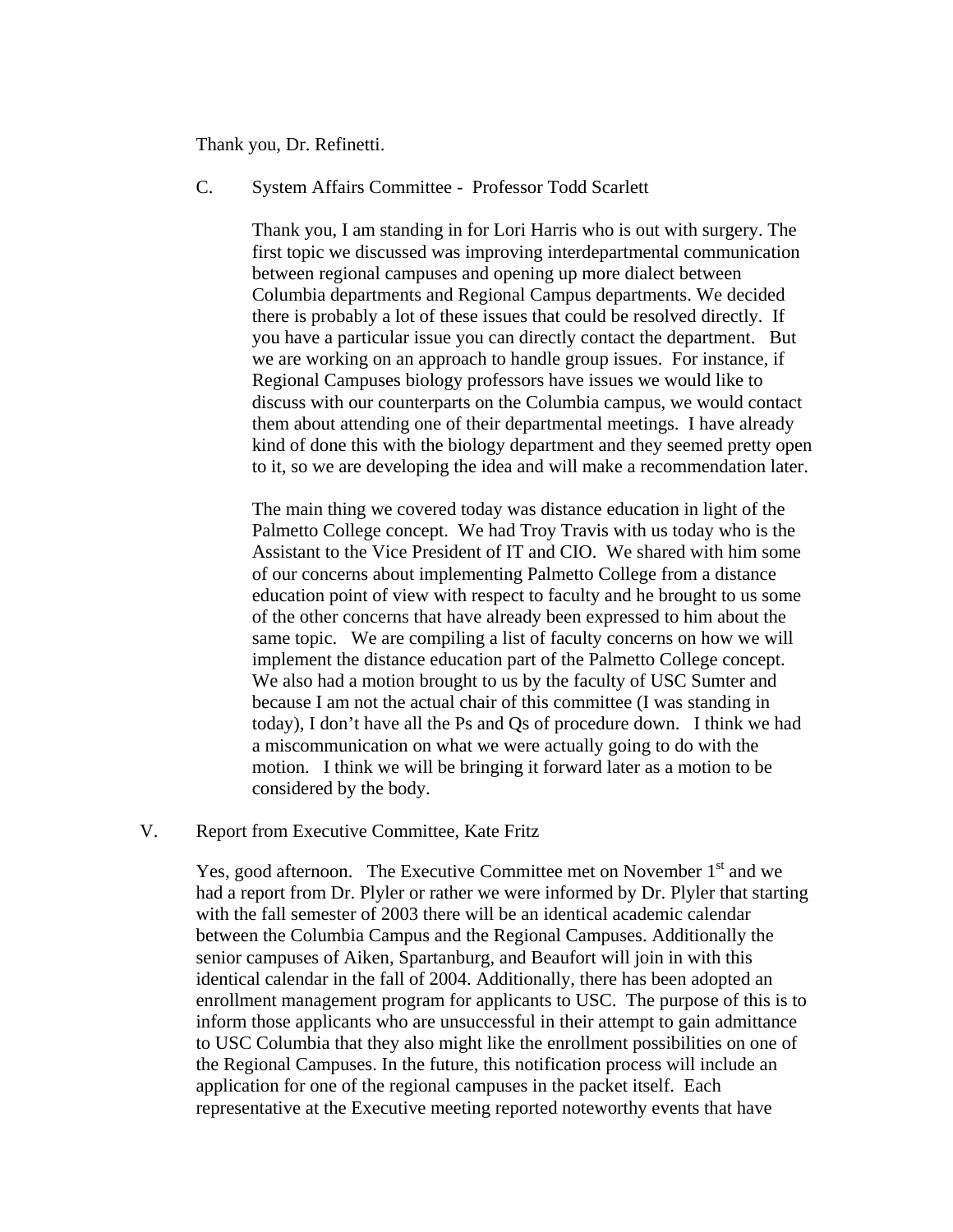Thank you, Dr. Refinetti.

C. System Affairs Committee - Professor Todd Scarlett

Thank you, I am standing in for Lori Harris who is out with surgery. The first topic we discussed was improving interdepartmental communication between regional campuses and opening up more dialect between Columbia departments and Regional Campus departments. We decided there is probably a lot of these issues that could be resolved directly. If you have a particular issue you can directly contact the department. But we are working on an approach to handle group issues. For instance, if Regional Campuses biology professors have issues we would like to discuss with our counterparts on the Columbia campus, we would contact them about attending one of their departmental meetings. I have already kind of done this with the biology department and they seemed pretty open to it, so we are developing the idea and will make a recommendation later.

The main thing we covered today was distance education in light of the Palmetto College concept. We had Troy Travis with us today who is the Assistant to the Vice President of IT and CIO. We shared with him some of our concerns about implementing Palmetto College from a distance education point of view with respect to faculty and he brought to us some of the other concerns that have already been expressed to him about the same topic. We are compiling a list of faculty concerns on how we will implement the distance education part of the Palmetto College concept. We also had a motion brought to us by the faculty of USC Sumter and because I am not the actual chair of this committee (I was standing in today), I don't have all the Ps and Qs of procedure down. I think we had a miscommunication on what we were actually going to do with the motion. I think we will be bringing it forward later as a motion to be considered by the body.

V. Report from Executive Committee, Kate Fritz

Yes, good afternoon. The Executive Committee met on November 1st and we had a report from Dr. Plyler or rather we were informed by Dr. Plyler that starting with the fall semester of 2003 there will be an identical academic calendar between the Columbia Campus and the Regional Campuses. Additionally the senior campuses of Aiken, Spartanburg, and Beaufort will join in with this identical calendar in the fall of 2004. Additionally, there has been adopted an enrollment management program for applicants to USC. The purpose of this is to inform those applicants who are unsuccessful in their attempt to gain admittance to USC Columbia that they also might like the enrollment possibilities on one of the Regional Campuses. In the future, this notification process will include an application for one of the regional campuses in the packet itself. Each representative at the Executive meeting reported noteworthy events that have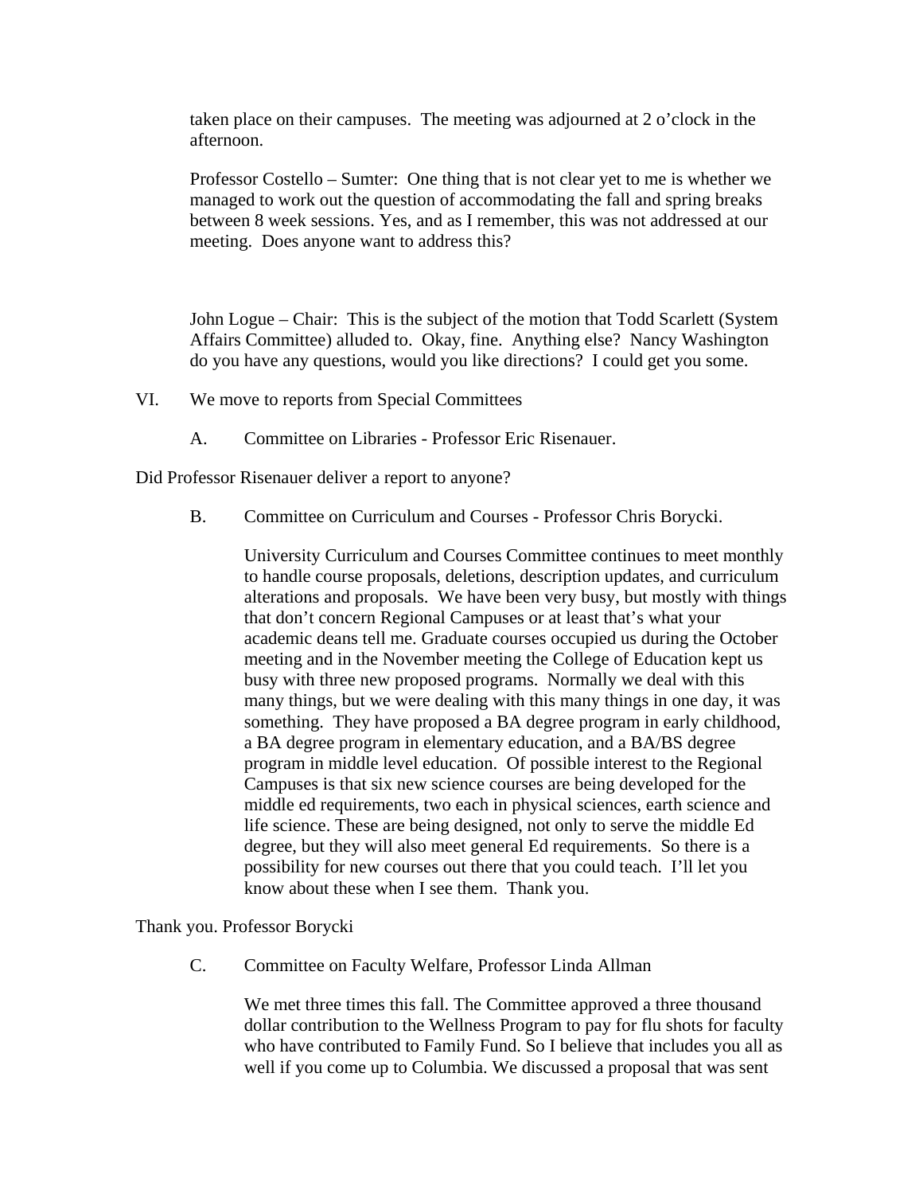taken place on their campuses. The meeting was adjourned at 2 o'clock in the afternoon.

Professor Costello – Sumter: One thing that is not clear yet to me is whether we managed to work out the question of accommodating the fall and spring breaks between 8 week sessions. Yes, and as I remember, this was not addressed at our meeting. Does anyone want to address this?

John Logue – Chair: This is the subject of the motion that Todd Scarlett (System Affairs Committee) alluded to. Okay, fine. Anything else? Nancy Washington do you have any questions, would you like directions? I could get you some.

VI. We move to reports from Special Committees

A. Committee on Libraries - Professor Eric Risenauer.

Did Professor Risenauer deliver a report to anyone?

B. Committee on Curriculum and Courses - Professor Chris Borycki.

University Curriculum and Courses Committee continues to meet monthly to handle course proposals, deletions, description updates, and curriculum alterations and proposals. We have been very busy, but mostly with things that don't concern Regional Campuses or at least that's what your academic deans tell me. Graduate courses occupied us during the October meeting and in the November meeting the College of Education kept us busy with three new proposed programs. Normally we deal with this many things, but we were dealing with this many things in one day, it was something. They have proposed a BA degree program in early childhood, a BA degree program in elementary education, and a BA/BS degree program in middle level education. Of possible interest to the Regional Campuses is that six new science courses are being developed for the middle ed requirements, two each in physical sciences, earth science and life science. These are being designed, not only to serve the middle Ed degree, but they will also meet general Ed requirements. So there is a possibility for new courses out there that you could teach. I'll let you know about these when I see them. Thank you.

Thank you. Professor Borycki

C. Committee on Faculty Welfare, Professor Linda Allman

We met three times this fall. The Committee approved a three thousand dollar contribution to the Wellness Program to pay for flu shots for faculty who have contributed to Family Fund. So I believe that includes you all as well if you come up to Columbia. We discussed a proposal that was sent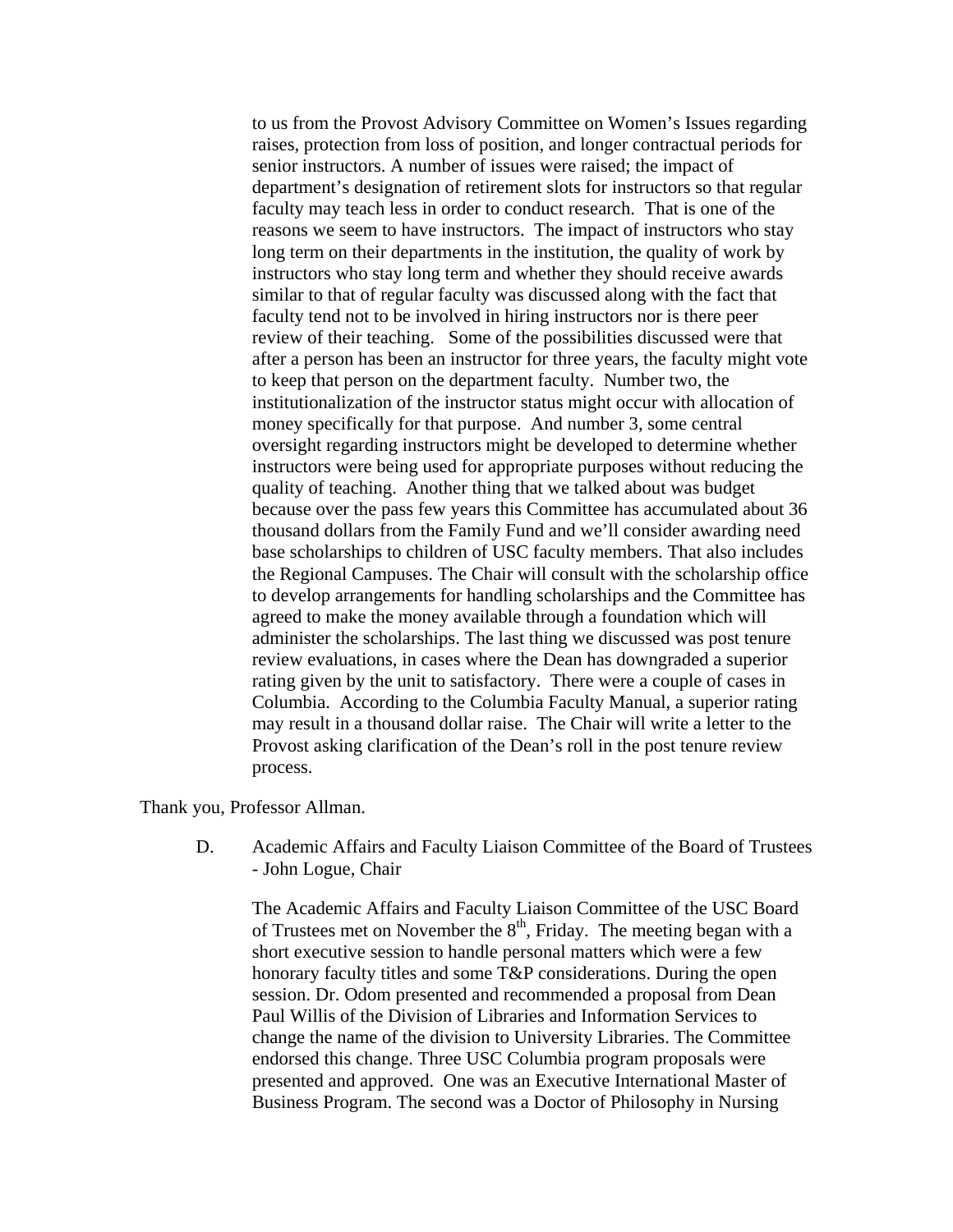to us from the Provost Advisory Committee on Women's Issues regarding raises, protection from loss of position, and longer contractual periods for senior instructors. A number of issues were raised; the impact of department's designation of retirement slots for instructors so that regular faculty may teach less in order to conduct research. That is one of the reasons we seem to have instructors. The impact of instructors who stay long term on their departments in the institution, the quality of work by instructors who stay long term and whether they should receive awards similar to that of regular faculty was discussed along with the fact that faculty tend not to be involved in hiring instructors nor is there peer review of their teaching. Some of the possibilities discussed were that after a person has been an instructor for three years, the faculty might vote to keep that person on the department faculty. Number two, the institutionalization of the instructor status might occur with allocation of money specifically for that purpose. And number 3, some central oversight regarding instructors might be developed to determine whether instructors were being used for appropriate purposes without reducing the quality of teaching. Another thing that we talked about was budget because over the pass few years this Committee has accumulated about 36 thousand dollars from the Family Fund and we'll consider awarding need base scholarships to children of USC faculty members. That also includes the Regional Campuses. The Chair will consult with the scholarship office to develop arrangements for handling scholarships and the Committee has agreed to make the money available through a foundation which will administer the scholarships. The last thing we discussed was post tenure review evaluations, in cases where the Dean has downgraded a superior rating given by the unit to satisfactory. There were a couple of cases in Columbia. According to the Columbia Faculty Manual, a superior rating may result in a thousand dollar raise. The Chair will write a letter to the Provost asking clarification of the Dean's roll in the post tenure review process.

Thank you, Professor Allman.

D. Academic Affairs and Faculty Liaison Committee of the Board of Trustees - John Logue, Chair

The Academic Affairs and Faculty Liaison Committee of the USC Board of Trustees met on November the 8th, Friday. The meeting began with a short executive session to handle personal matters which were a few honorary faculty titles and some T&P considerations. During the open session. Dr. Odom presented and recommended a proposal from Dean Paul Willis of the Division of Libraries and Information Services to change the name of the division to University Libraries. The Committee endorsed this change. Three USC Columbia program proposals were presented and approved. One was an Executive International Master of Business Program. The second was a Doctor of Philosophy in Nursing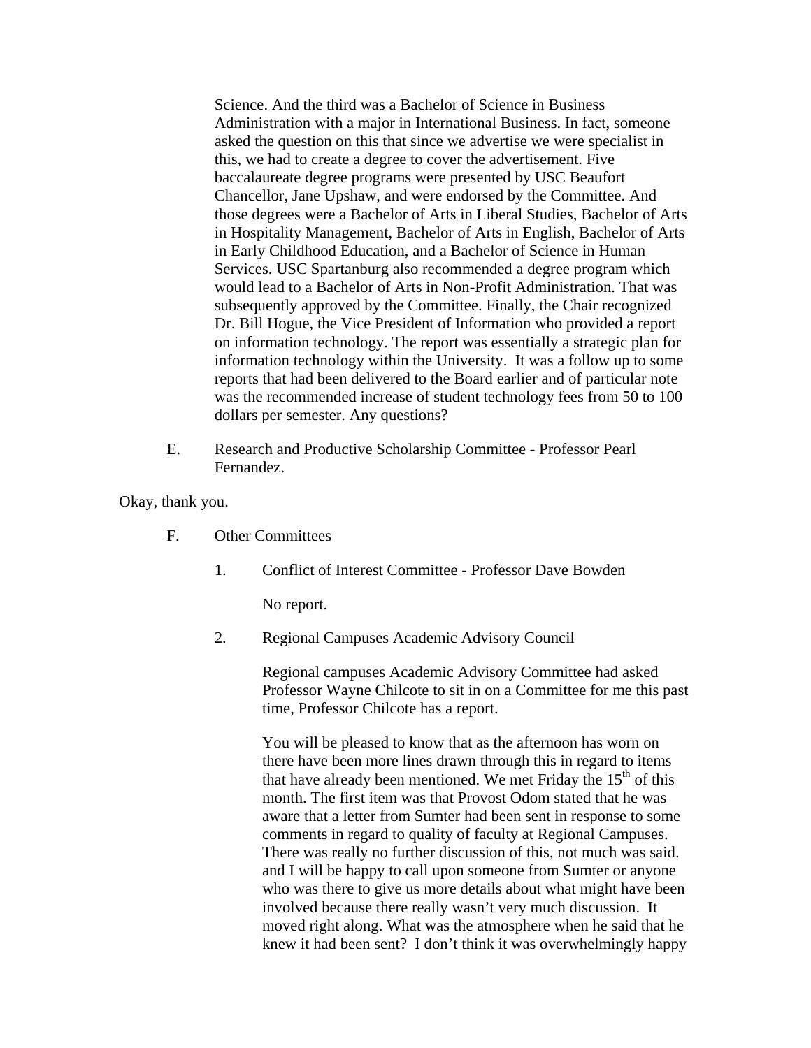Science. And the third was a Bachelor of Science in Business Administration with a major in International Business. In fact, someone asked the question on this that since we advertise we were specialist in this, we had to create a degree to cover the advertisement. Five baccalaureate degree programs were presented by USC Beaufort Chancellor, Jane Upshaw, and were endorsed by the Committee. And those degrees were a Bachelor of Arts in Liberal Studies, Bachelor of Arts in Hospitality Management, Bachelor of Arts in English, Bachelor of Arts in Early Childhood Education, and a Bachelor of Science in Human Services. USC Spartanburg also recommended a degree program which would lead to a Bachelor of Arts in Non-Profit Administration. That was subsequently approved by the Committee. Finally, the Chair recognized Dr. Bill Hogue, the Vice President of Information who provided a report on information technology. The report was essentially a strategic plan for information technology within the University. It was a follow up to some reports that had been delivered to the Board earlier and of particular note was the recommended increase of student technology fees from 50 to 100 dollars per semester. Any questions?

E. Research and Productive Scholarship Committee - Professor Pearl Fernandez.

Okay, thank you.

F. Other Committees

1. Conflict of Interest Committee - Professor Dave Bowden

No report.

2. Regional Campuses Academic Advisory Council

Regional campuses Academic Advisory Committee had asked Professor Wayne Chilcote to sit in on a Committee for me this past time, Professor Chilcote has a report.

You will be pleased to know that as the afternoon has worn on there have been more lines drawn through this in regard to items that have already been mentioned. We met Friday the 15th of this month. The first item was that Provost Odom stated that he was aware that a letter from Sumter had been sent in response to some comments in regard to quality of faculty at Regional Campuses. There was really no further discussion of this, not much was said. and I will be happy to call upon someone from Sumter or anyone who was there to give us more details about what might have been involved because there really wasn't very much discussion. It moved right along. What was the atmosphere when he said that he knew it had been sent? I don't think it was overwhelmingly happy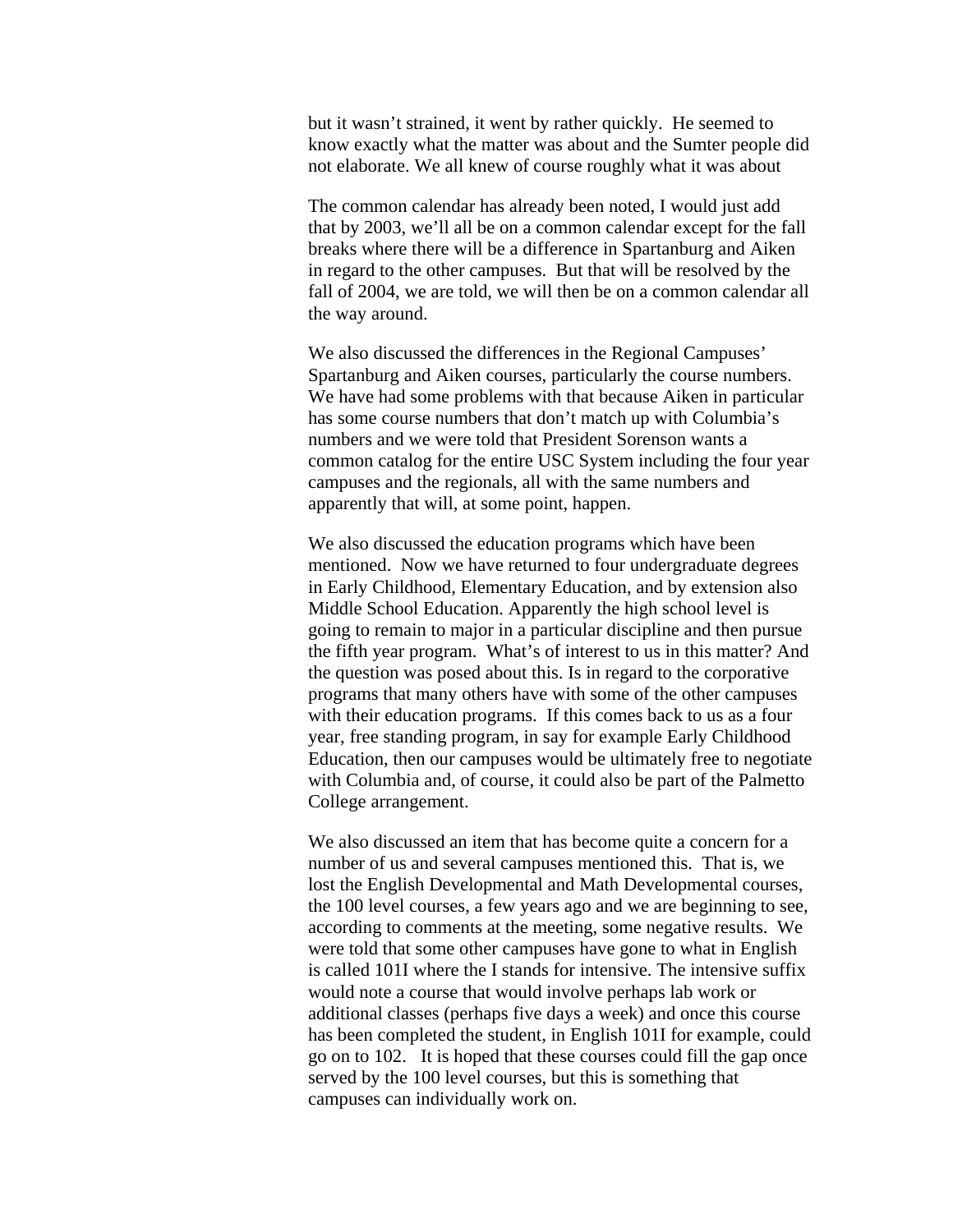but it wasn't strained, it went by rather quickly. He seemed to know exactly what the matter was about and the Sumter people did not elaborate. We all knew of course roughly what it was about

The common calendar has already been noted, I would just add that by 2003, we'll all be on a common calendar except for the fall breaks where there will be a difference in Spartanburg and Aiken in regard to the other campuses. But that will be resolved by the fall of 2004, we are told, we will then be on a common calendar all the way around.

We also discussed the differences in the Regional Campuses' Spartanburg and Aiken courses, particularly the course numbers. We have had some problems with that because Aiken in particular has some course numbers that don't match up with Columbia's numbers and we were told that President Sorenson wants a common catalog for the entire USC System including the four year campuses and the regionals, all with the same numbers and apparently that will, at some point, happen.

We also discussed the education programs which have been mentioned. Now we have returned to four undergraduate degrees in Early Childhood, Elementary Education, and by extension also Middle School Education. Apparently the high school level is going to remain to major in a particular discipline and then pursue the fifth year program. What's of interest to us in this matter? And the question was posed about this. Is in regard to the corporative programs that many others have with some of the other campuses with their education programs. If this comes back to us as a four year, free standing program, in say for example Early Childhood Education, then our campuses would be ultimately free to negotiate with Columbia and, of course, it could also be part of the Palmetto College arrangement.

We also discussed an item that has become quite a concern for a number of us and several campuses mentioned this. That is, we lost the English Developmental and Math Developmental courses, the 100 level courses, a few years ago and we are beginning to see, according to comments at the meeting, some negative results. We were told that some other campuses have gone to what in English is called 101I where the I stands for intensive. The intensive suffix would note a course that would involve perhaps lab work or additional classes (perhaps five days a week) and once this course has been completed the student, in English 101I for example, could go on to 102. It is hoped that these courses could fill the gap once served by the 100 level courses, but this is something that campuses can individually work on.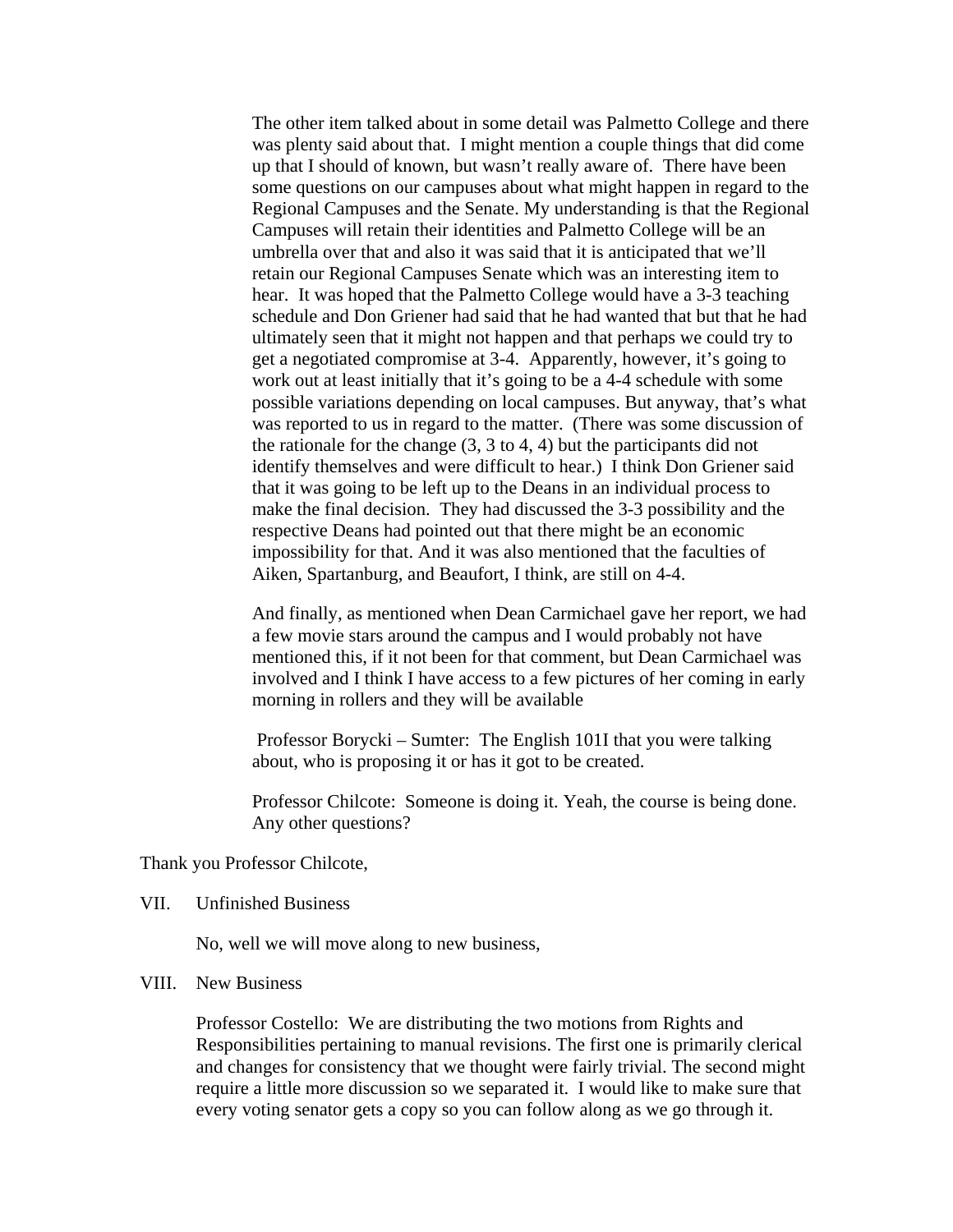The other item talked about in some detail was Palmetto College and there was plenty said about that. I might mention a couple things that did come up that I should of known, but wasn't really aware of. There have been some questions on our campuses about what might happen in regard to the Regional Campuses and the Senate. My understanding is that the Regional Campuses will retain their identities and Palmetto College will be an umbrella over that and also it was said that it is anticipated that we'll retain our Regional Campuses Senate which was an interesting item to hear. It was hoped that the Palmetto College would have a 3-3 teaching schedule and Don Griener had said that he had wanted that but that he had ultimately seen that it might not happen and that perhaps we could try to get a negotiated compromise at 3-4. Apparently, however, it's going to work out at least initially that it's going to be a 4-4 schedule with some possible variations depending on local campuses. But anyway, that's what was reported to us in regard to the matter. (There was some discussion of the rationale for the change (3, 3 to 4, 4) but the participants did not identify themselves and were difficult to hear.) I think Don Griener said that it was going to be left up to the Deans in an individual process to make the final decision. They had discussed the 3-3 possibility and the respective Deans had pointed out that there might be an economic impossibility for that. And it was also mentioned that the faculties of Aiken, Spartanburg, and Beaufort, I think, are still on 4-4.

And finally, as mentioned when Dean Carmichael gave her report, we had a few movie stars around the campus and I would probably not have mentioned this, if it not been for that comment, but Dean Carmichael was involved and I think I have access to a few pictures of her coming in early morning in rollers and they will be available

Professor Borycki – Sumter: The English 101I that you were talking about, who is proposing it or has it got to be created.

Professor Chilcote: Someone is doing it. Yeah, the course is being done. Any other questions?

Thank you Professor Chilcote,

VII. Unfinished Business

No, well we will move along to new business,

VIII. New Business

Professor Costello: We are distributing the two motions from Rights and Responsibilities pertaining to manual revisions. The first one is primarily clerical and changes for consistency that we thought were fairly trivial. The second might require a little more discussion so we separated it. I would like to make sure that every voting senator gets a copy so you can follow along as we go through it.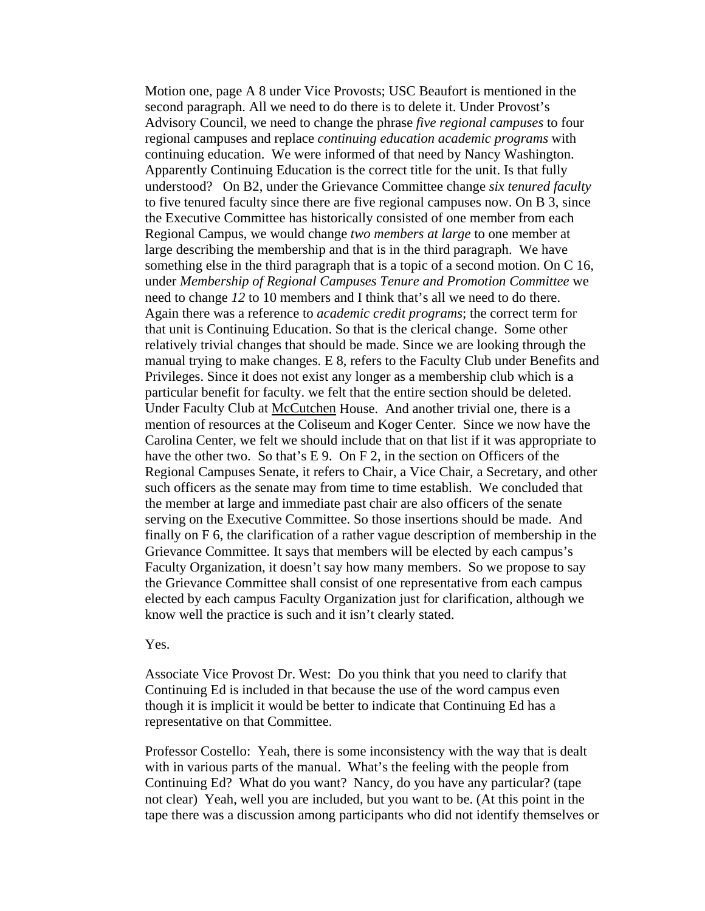Motion one, page A 8 under Vice Provosts; USC Beaufort is mentioned in the second paragraph. All we need to do there is to delete it. Under Provost's Advisory Council, we need to change the phrase *five regional campuses* to four regional campuses and replace *continuing education academic programs* with continuing education. We were informed of that need by Nancy Washington. Apparently Continuing Education is the correct title for the unit. Is that fully understood? On B2, under the Grievance Committee change *six tenured faculty* to five tenured faculty since there are five regional campuses now. On B 3, since the Executive Committee has historically consisted of one member from each Regional Campus, we would change *two members at large* to one member at large describing the membership and that is in the third paragraph. We have something else in the third paragraph that is a topic of a second motion. On C 16, under *Membership of Regional Campuses Tenure and Promotion Committee* we need to change *12* to 10 members and I think that's all we need to do there. Again there was a reference to *academic credit programs*; the correct term for that unit is Continuing Education. So that is the clerical change. Some other relatively trivial changes that should be made. Since we are looking through the manual trying to make changes. E 8, refers to the Faculty Club under Benefits and Privileges. Since it does not exist any longer as a membership club which is a particular benefit for faculty. we felt that the entire section should be deleted. Under Faculty Club at <u>McCutchen</u> House. And another trivial one, there is a mention of resources at the Coliseum and Koger Center. Since we now have the Carolina Center, we felt we should include that on that list if it was appropriate to have the other two. So that's E 9. On F 2, in the section on Officers of the Regional Campuses Senate, it refers to Chair, a Vice Chair, a Secretary, and other such officers as the senate may from time to time establish. We concluded that the member at large and immediate past chair are also officers of the senate serving on the Executive Committee. So those insertions should be made. And finally on F 6, the clarification of a rather vague description of membership in the Grievance Committee. It says that members will be elected by each campus's Faculty Organization, it doesn't say how many members. So we propose to say the Grievance Committee shall consist of one representative from each campus elected by each campus Faculty Organization just for clarification, although we know well the practice is such and it isn't clearly stated.

Yes.

Associate Vice Provost Dr. West: Do you think that you need to clarify that Continuing Ed is included in that because the use of the word campus even though it is implicit it would be better to indicate that Continuing Ed has a representative on that Committee.

Professor Costello: Yeah, there is some inconsistency with the way that is dealt with in various parts of the manual. What's the feeling with the people from Continuing Ed? What do you want? Nancy, do you have any particular? (tape not clear) Yeah, well you are included, but you want to be. (At this point in the tape there was a discussion among participants who did not identify themselves or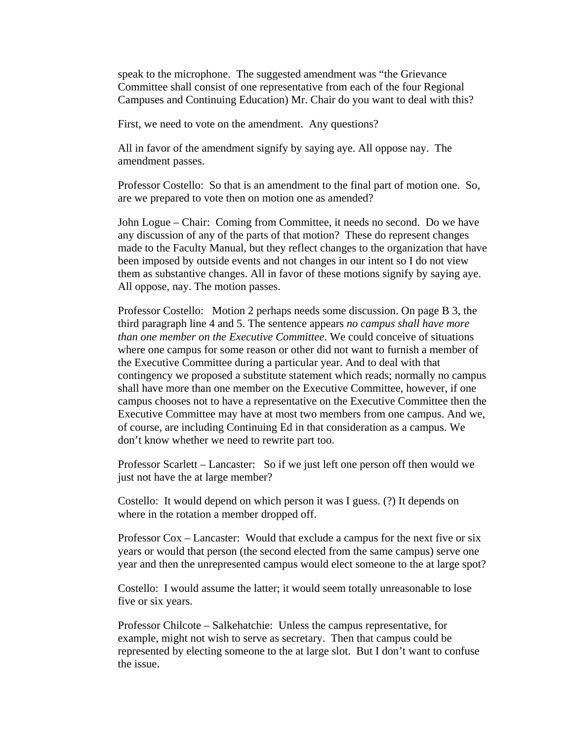speak to the microphone. The suggested amendment was "the Grievance Committee shall consist of one representative from each of the four Regional Campuses and Continuing Education) Mr. Chair do you want to deal with this?

First, we need to vote on the amendment. Any questions?

All in favor of the amendment signify by saying aye. All oppose nay. The amendment passes.

Professor Costello: So that is an amendment to the final part of motion one. So, are we prepared to vote then on motion one as amended?

John Logue – Chair: Coming from Committee, it needs no second. Do we have any discussion of any of the parts of that motion? These do represent changes made to the Faculty Manual, but they reflect changes to the organization that have been imposed by outside events and not changes in our intent so I do not view them as substantive changes. All in favor of these motions signify by saying aye. All oppose, nay. The motion passes.

Professor Costello: Motion 2 perhaps needs some discussion. On page B 3, the third paragraph line 4 and 5. The sentence appears *no campus shall have more than one member on the Executive Committee*. We could conceive of situations where one campus for some reason or other did not want to furnish a member of the Executive Committee during a particular year. And to deal with that contingency we proposed a substitute statement which reads; normally no campus shall have more than one member on the Executive Committee, however, if one campus chooses not to have a representative on the Executive Committee then the Executive Committee may have at most two members from one campus. And we, of course, are including Continuing Ed in that consideration as a campus. We don't know whether we need to rewrite part too.

Professor Scarlett – Lancaster: So if we just left one person off then would we just not have the at large member?

Costello: It would depend on which person it was I guess. (?) It depends on where in the rotation a member dropped off.

Professor Cox – Lancaster: Would that exclude a campus for the next five or six years or would that person (the second elected from the same campus) serve one year and then the unrepresented campus would elect someone to the at large spot?

Costello: I would assume the latter; it would seem totally unreasonable to lose five or six years.

Professor Chilcote – Salkehatchie: Unless the campus representative, for example, might not wish to serve as secretary. Then that campus could be represented by electing someone to the at large slot. But I don't want to confuse the issue.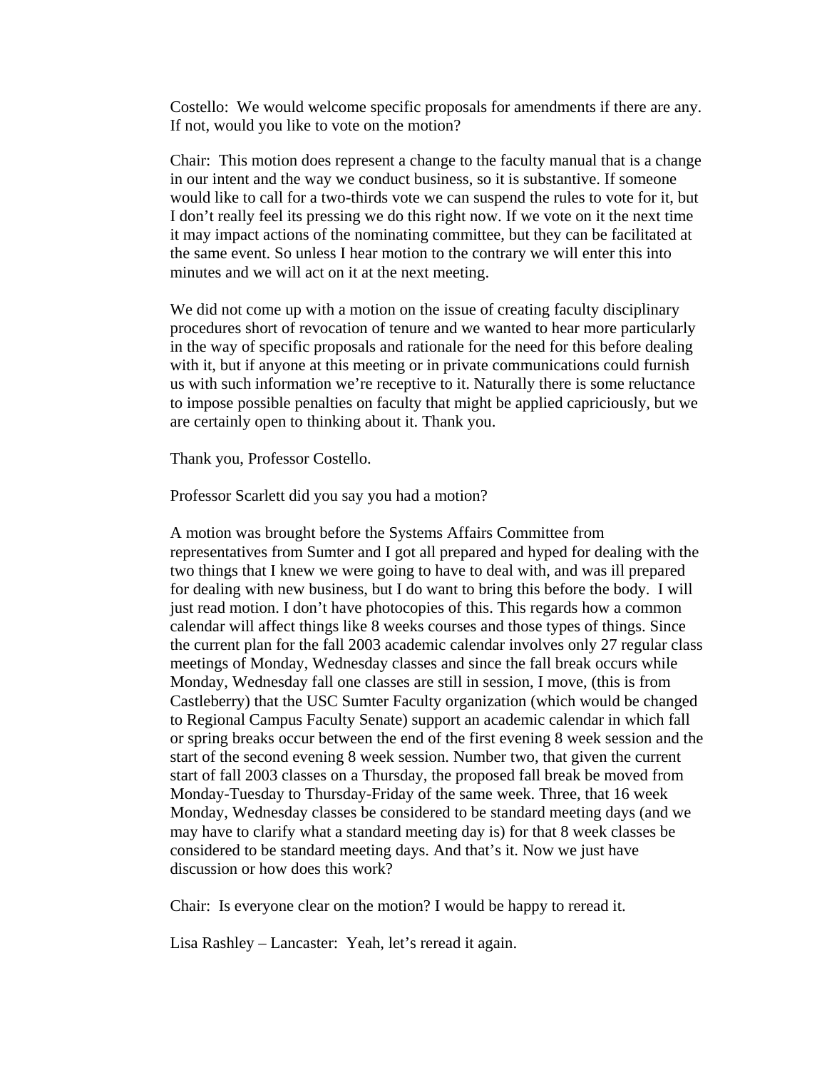Costello: We would welcome specific proposals for amendments if there are any. If not, would you like to vote on the motion?

Chair: This motion does represent a change to the faculty manual that is a change in our intent and the way we conduct business, so it is substantive. If someone would like to call for a two-thirds vote we can suspend the rules to vote for it, but I don't really feel its pressing we do this right now. If we vote on it the next time it may impact actions of the nominating committee, but they can be facilitated at the same event. So unless I hear motion to the contrary we will enter this into minutes and we will act on it at the next meeting.

We did not come up with a motion on the issue of creating faculty disciplinary procedures short of revocation of tenure and we wanted to hear more particularly in the way of specific proposals and rationale for the need for this before dealing with it, but if anyone at this meeting or in private communications could furnish us with such information we're receptive to it. Naturally there is some reluctance to impose possible penalties on faculty that might be applied capriciously, but we are certainly open to thinking about it. Thank you.

Thank you, Professor Costello.

Professor Scarlett did you say you had a motion?

A motion was brought before the Systems Affairs Committee from representatives from Sumter and I got all prepared and hyped for dealing with the two things that I knew we were going to have to deal with, and was ill prepared for dealing with new business, but I do want to bring this before the body. I will just read motion. I don't have photocopies of this. This regards how a common calendar will affect things like 8 weeks courses and those types of things. Since the current plan for the fall 2003 academic calendar involves only 27 regular class meetings of Monday, Wednesday classes and since the fall break occurs while Monday, Wednesday fall one classes are still in session, I move, (this is from Castleberry) that the USC Sumter Faculty organization (which would be changed to Regional Campus Faculty Senate) support an academic calendar in which fall or spring breaks occur between the end of the first evening 8 week session and the start of the second evening 8 week session. Number two, that given the current start of fall 2003 classes on a Thursday, the proposed fall break be moved from Monday-Tuesday to Thursday-Friday of the same week. Three, that 16 week Monday, Wednesday classes be considered to be standard meeting days (and we may have to clarify what a standard meeting day is) for that 8 week classes be considered to be standard meeting days. And that's it. Now we just have discussion or how does this work?

Chair: Is everyone clear on the motion? I would be happy to reread it.

Lisa Rashley – Lancaster: Yeah, let's reread it again.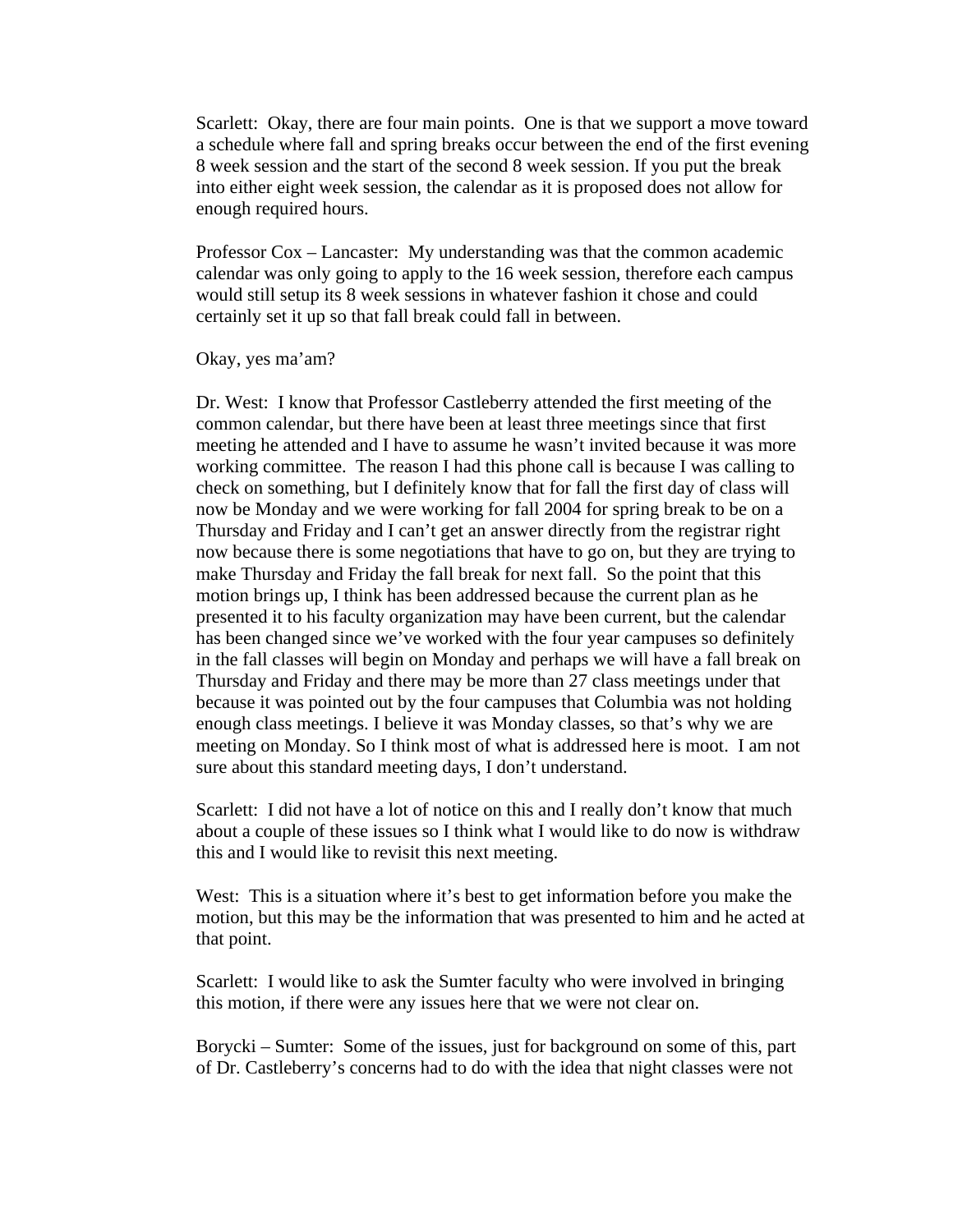Scarlett: Okay, there are four main points. One is that we support a move toward a schedule where fall and spring breaks occur between the end of the first evening 8 week session and the start of the second 8 week session. If you put the break into either eight week session, the calendar as it is proposed does not allow for enough required hours.

Professor Cox – Lancaster: My understanding was that the common academic calendar was only going to apply to the 16 week session, therefore each campus would still setup its 8 week sessions in whatever fashion it chose and could certainly set it up so that fall break could fall in between.

Okay, yes ma'am?

Dr. West: I know that Professor Castleberry attended the first meeting of the common calendar, but there have been at least three meetings since that first meeting he attended and I have to assume he wasn't invited because it was more working committee. The reason I had this phone call is because I was calling to check on something, but I definitely know that for fall the first day of class will now be Monday and we were working for fall 2004 for spring break to be on a Thursday and Friday and I can't get an answer directly from the registrar right now because there is some negotiations that have to go on, but they are trying to make Thursday and Friday the fall break for next fall. So the point that this motion brings up, I think has been addressed because the current plan as he presented it to his faculty organization may have been current, but the calendar has been changed since we've worked with the four year campuses so definitely in the fall classes will begin on Monday and perhaps we will have a fall break on Thursday and Friday and there may be more than 27 class meetings under that because it was pointed out by the four campuses that Columbia was not holding enough class meetings. I believe it was Monday classes, so that's why we are meeting on Monday. So I think most of what is addressed here is moot. I am not sure about this standard meeting days, I don't understand.

Scarlett: I did not have a lot of notice on this and I really don't know that much about a couple of these issues so I think what I would like to do now is withdraw this and I would like to revisit this next meeting.

West: This is a situation where it's best to get information before you make the motion, but this may be the information that was presented to him and he acted at that point.

Scarlett: I would like to ask the Sumter faculty who were involved in bringing this motion, if there were any issues here that we were not clear on.

Borycki – Sumter: Some of the issues, just for background on some of this, part of Dr. Castleberry's concerns had to do with the idea that night classes were not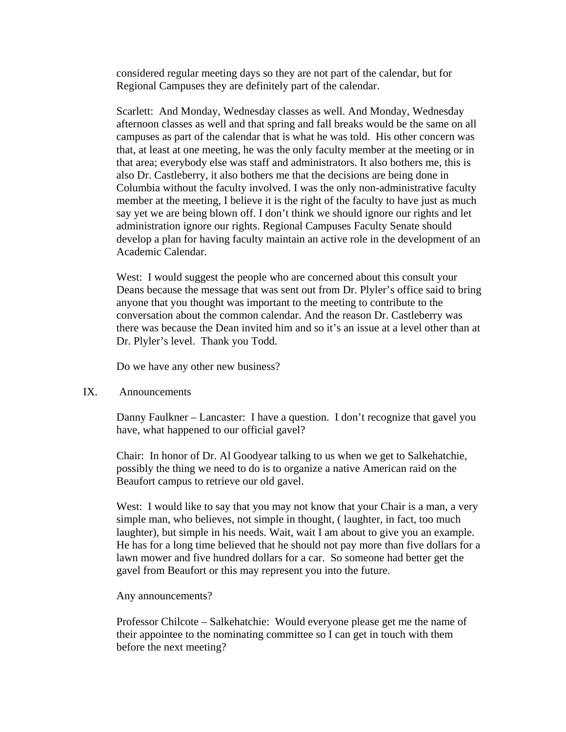considered regular meeting days so they are not part of the calendar, but for Regional Campuses they are definitely part of the calendar.

Scarlett: And Monday, Wednesday classes as well. And Monday, Wednesday afternoon classes as well and that spring and fall breaks would be the same on all campuses as part of the calendar that is what he was told. His other concern was that, at least at one meeting, he was the only faculty member at the meeting or in that area; everybody else was staff and administrators. It also bothers me, this is also Dr. Castleberry, it also bothers me that the decisions are being done in Columbia without the faculty involved. I was the only non-administrative faculty member at the meeting, I believe it is the right of the faculty to have just as much say yet we are being blown off. I don't think we should ignore our rights and let administration ignore our rights. Regional Campuses Faculty Senate should develop a plan for having faculty maintain an active role in the development of an Academic Calendar.

West: I would suggest the people who are concerned about this consult your Deans because the message that was sent out from Dr. Plyler's office said to bring anyone that you thought was important to the meeting to contribute to the conversation about the common calendar. And the reason Dr. Castleberry was there was because the Dean invited him and so it's an issue at a level other than at Dr. Plyler's level. Thank you Todd.

Do we have any other new business?

IX. Announcements

Danny Faulkner – Lancaster: I have a question. I don't recognize that gavel you have, what happened to our official gavel?

Chair: In honor of Dr. Al Goodyear talking to us when we get to Salkehatchie, possibly the thing we need to do is to organize a native American raid on the Beaufort campus to retrieve our old gavel.

West: I would like to say that you may not know that your Chair is a man, a very simple man, who believes, not simple in thought, ( laughter, in fact, too much laughter), but simple in his needs. Wait, wait I am about to give you an example. He has for a long time believed that he should not pay more than five dollars for a lawn mower and five hundred dollars for a car. So someone had better get the gavel from Beaufort or this may represent you into the future.

Any announcements?

Professor Chilcote – Salkehatchie: Would everyone please get me the name of their appointee to the nominating committee so I can get in touch with them before the next meeting?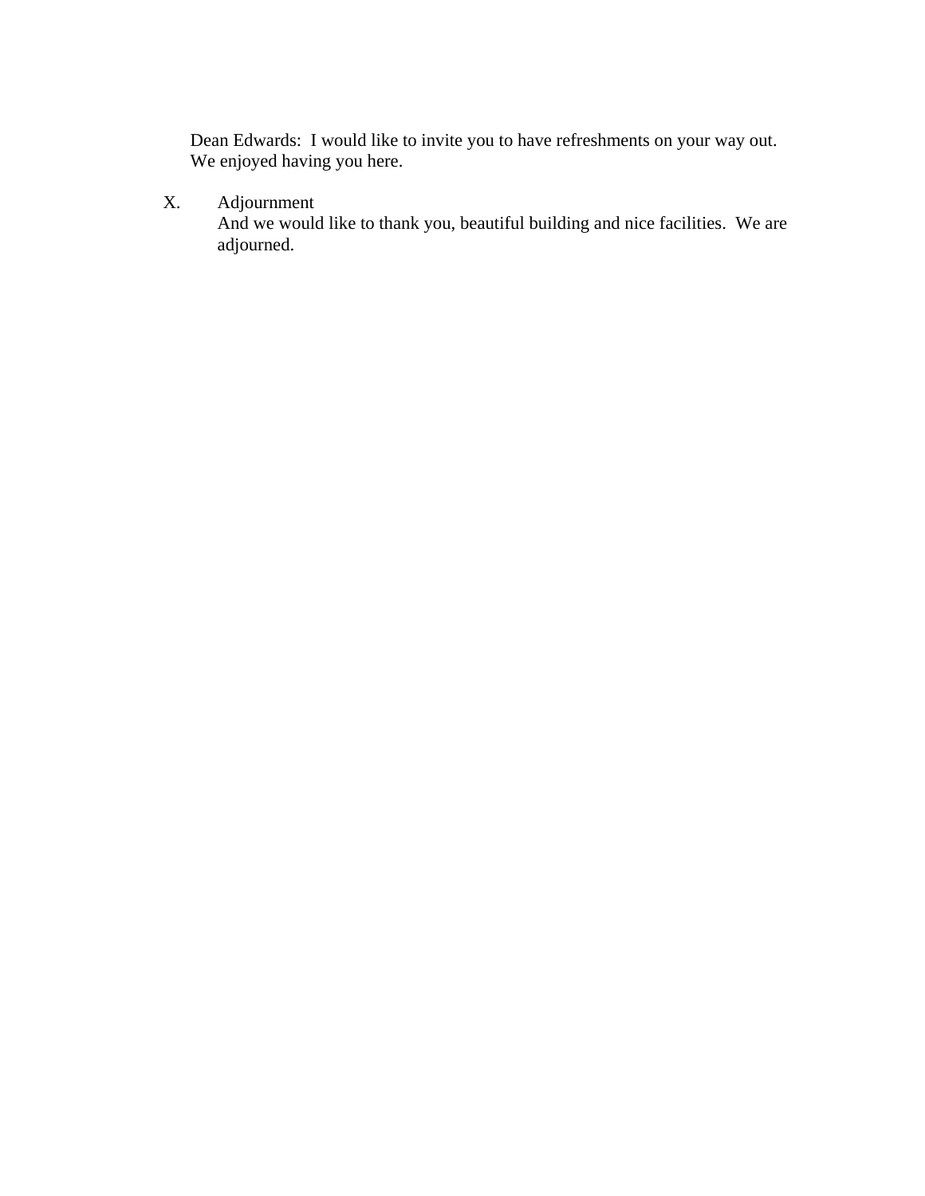Dean Edwards: I would like to invite you to have refreshments on your way out. We enjoyed having you here.

X. Adjournment

And we would like to thank you, beautiful building and nice facilities. We are adjourned.